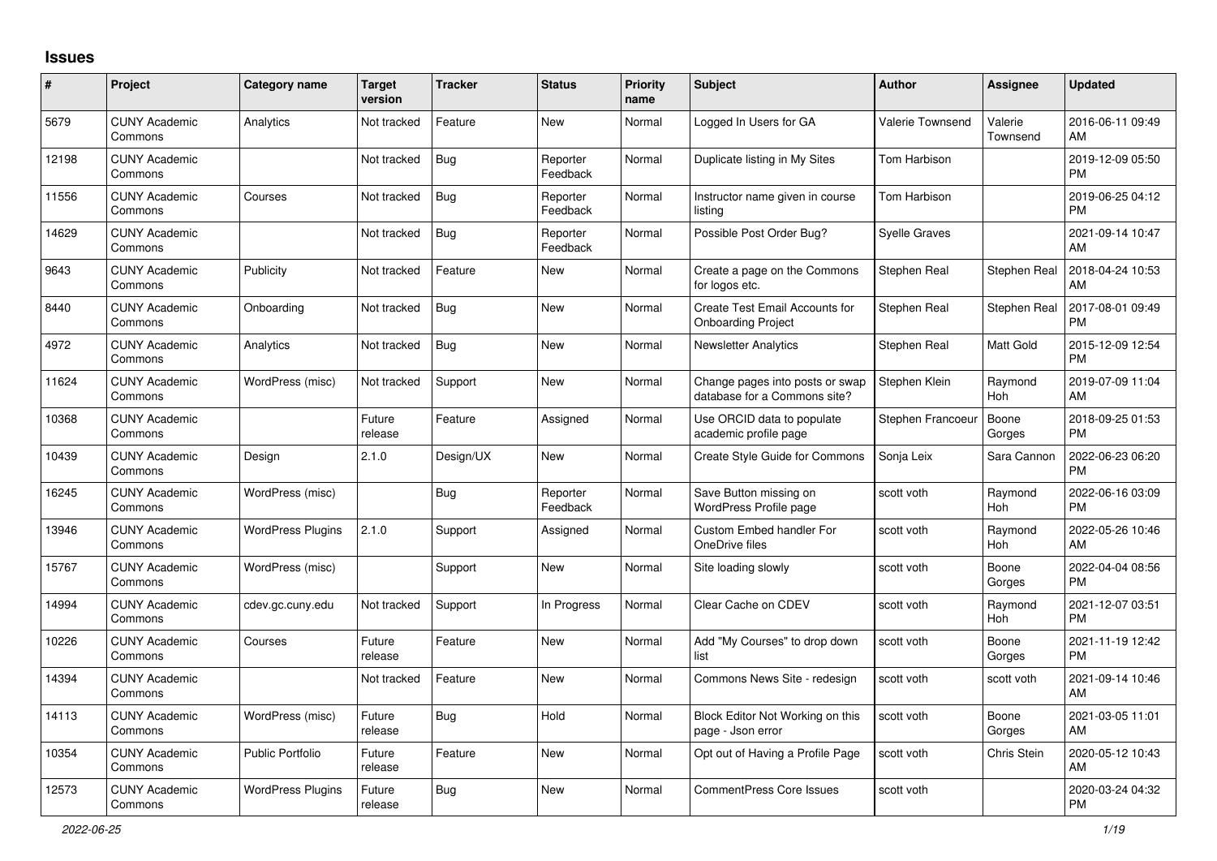# Issues

| # | Project | Category name | Target version | Tracker | Status | Priority name | Subject | Author | Assignee | Updated |
|---|---|---|---|---|---|---|---|---|---|---|
| 5679 | CUNY Academic Commons | Analytics | Not tracked | Feature | New | Normal | Logged In Users for GA | Valerie Townsend | Valerie Townsend | 2016-06-11 09:49 AM |
| 12198 | CUNY Academic Commons | | Not tracked | Bug | Reporter Feedback | Normal | Duplicate listing in My Sites | Tom Harbison | | 2019-12-09 05:50 PM |
| 11556 | CUNY Academic Commons | Courses | Not tracked | Bug | Reporter Feedback | Normal | Instructor name given in course listing | Tom Harbison | | 2019-06-25 04:12 PM |
| 14629 | CUNY Academic Commons | | Not tracked | Bug | Reporter Feedback | Normal | Possible Post Order Bug? | Syelle Graves | | 2021-09-14 10:47 AM |
| 9643 | CUNY Academic Commons | Publicity | Not tracked | Feature | New | Normal | Create a page on the Commons for logos etc. | Stephen Real | Stephen Real | 2018-04-24 10:53 AM |
| 8440 | CUNY Academic Commons | Onboarding | Not tracked | Bug | New | Normal | Create Test Email Accounts for Onboarding Project | Stephen Real | Stephen Real | 2017-08-01 09:49 PM |
| 4972 | CUNY Academic Commons | Analytics | Not tracked | Bug | New | Normal | Newsletter Analytics | Stephen Real | Matt Gold | 2015-12-09 12:54 PM |
| 11624 | CUNY Academic Commons | WordPress (misc) | Not tracked | Support | New | Normal | Change pages into posts or swap database for a Commons site? | Stephen Klein | Raymond Hoh | 2019-07-09 11:04 AM |
| 10368 | CUNY Academic Commons | | Future release | Feature | Assigned | Normal | Use ORCID data to populate academic profile page | Stephen Francoeur | Boone Gorges | 2018-09-25 01:53 PM |
| 10439 | CUNY Academic Commons | Design | 2.1.0 | Design/UX | New | Normal | Create Style Guide for Commons | Sonja Leix | Sara Cannon | 2022-06-23 06:20 PM |
| 16245 | CUNY Academic Commons | WordPress (misc) | | Bug | Reporter Feedback | Normal | Save Button missing on WordPress Profile page | scott voth | Raymond Hoh | 2022-06-16 03:09 PM |
| 13946 | CUNY Academic Commons | WordPress Plugins | 2.1.0 | Support | Assigned | Normal | Custom Embed handler For OneDrive files | scott voth | Raymond Hoh | 2022-05-26 10:46 AM |
| 15767 | CUNY Academic Commons | WordPress (misc) | | Support | New | Normal | Site loading slowly | scott voth | Boone Gorges | 2022-04-04 08:56 PM |
| 14994 | CUNY Academic Commons | cdev.gc.cuny.edu | Not tracked | Support | In Progress | Normal | Clear Cache on CDEV | scott voth | Raymond Hoh | 2021-12-07 03:51 PM |
| 10226 | CUNY Academic Commons | Courses | Future release | Feature | New | Normal | Add "My Courses" to drop down list | scott voth | Boone Gorges | 2021-11-19 12:42 PM |
| 14394 | CUNY Academic Commons | | Not tracked | Feature | New | Normal | Commons News Site - redesign | scott voth | scott voth | 2021-09-14 10:46 AM |
| 14113 | CUNY Academic Commons | WordPress (misc) | Future release | Bug | Hold | Normal | Block Editor Not Working on this page - Json error | scott voth | Boone Gorges | 2021-03-05 11:01 AM |
| 10354 | CUNY Academic Commons | Public Portfolio | Future release | Feature | New | Normal | Opt out of Having a Profile Page | scott voth | Chris Stein | 2020-05-12 10:43 AM |
| 12573 | CUNY Academic Commons | WordPress Plugins | Future release | Bug | New | Normal | CommentPress Core Issues | scott voth | | 2020-03-24 04:32 PM |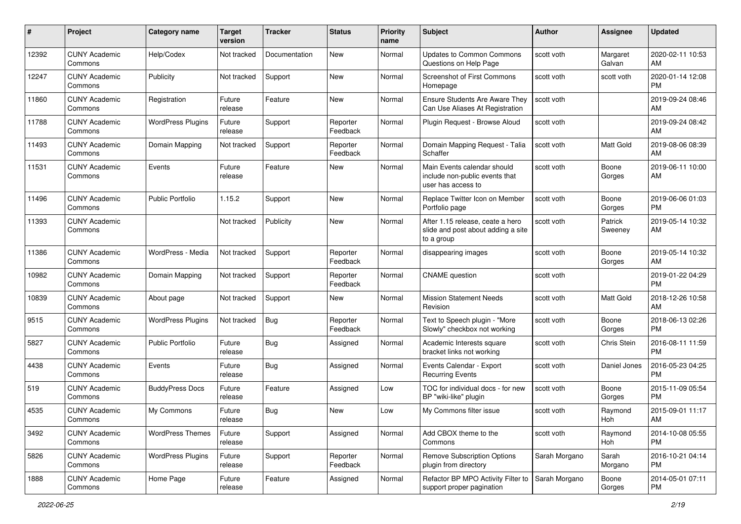| # | Project | Category name | Target version | Tracker | Status | Priority name | Subject | Author | Assignee | Updated |
|---|---|---|---|---|---|---|---|---|---|---|
| 12392 | CUNY Academic Commons | Help/Codex | Not tracked | Documentation | New | Normal | Updates to Common Commons Questions on Help Page | scott voth | Margaret Galvan | 2020-02-11 10:53 AM |
| 12247 | CUNY Academic Commons | Publicity | Not tracked | Support | New | Normal | Screenshot of First Commons Homepage | scott voth | scott voth | 2020-01-14 12:08 PM |
| 11860 | CUNY Academic Commons | Registration | Future release | Feature | New | Normal | Ensure Students Are Aware They Can Use Aliases At Registration | scott voth | | 2019-09-24 08:46 AM |
| 11788 | CUNY Academic Commons | WordPress Plugins | Future release | Support | Reporter Feedback | Normal | Plugin Request - Browse Aloud | scott voth | | 2019-09-24 08:42 AM |
| 11493 | CUNY Academic Commons | Domain Mapping | Not tracked | Support | Reporter Feedback | Normal | Domain Mapping Request - Talia Schaffer | scott voth | Matt Gold | 2019-08-06 08:39 AM |
| 11531 | CUNY Academic Commons | Events | Future release | Feature | New | Normal | Main Events calendar should include non-public events that user has access to | scott voth | Boone Gorges | 2019-06-11 10:00 AM |
| 11496 | CUNY Academic Commons | Public Portfolio | 1.15.2 | Support | New | Normal | Replace Twitter Icon on Member Portfolio page | scott voth | Boone Gorges | 2019-06-06 01:03 PM |
| 11393 | CUNY Academic Commons | | Not tracked | Publicity | New | Normal | After 1.15 release, ceate a hero slide and post about adding a site to a group | scott voth | Patrick Sweeney | 2019-05-14 10:32 AM |
| 11386 | CUNY Academic Commons | WordPress - Media | Not tracked | Support | Reporter Feedback | Normal | disappearing images | scott voth | Boone Gorges | 2019-05-14 10:32 AM |
| 10982 | CUNY Academic Commons | Domain Mapping | Not tracked | Support | Reporter Feedback | Normal | CNAME question | scott voth | | 2019-01-22 04:29 PM |
| 10839 | CUNY Academic Commons | About page | Not tracked | Support | New | Normal | Mission Statement Needs Revision | scott voth | Matt Gold | 2018-12-26 10:58 AM |
| 9515 | CUNY Academic Commons | WordPress Plugins | Not tracked | Bug | Reporter Feedback | Normal | Text to Speech plugin - "More Slowly" checkbox not working | scott voth | Boone Gorges | 2018-06-13 02:26 PM |
| 5827 | CUNY Academic Commons | Public Portfolio | Future release | Bug | Assigned | Normal | Academic Interests square bracket links not working | scott voth | Chris Stein | 2016-08-11 11:59 PM |
| 4438 | CUNY Academic Commons | Events | Future release | Bug | Assigned | Normal | Events Calendar - Export Recurring Events | scott voth | Daniel Jones | 2016-05-23 04:25 PM |
| 519 | CUNY Academic Commons | BuddyPress Docs | Future release | Feature | Assigned | Low | TOC for individual docs - for new BP "wiki-like" plugin | scott voth | Boone Gorges | 2015-11-09 05:54 PM |
| 4535 | CUNY Academic Commons | My Commons | Future release | Bug | New | Low | My Commons filter issue | scott voth | Raymond Hoh | 2015-09-01 11:17 AM |
| 3492 | CUNY Academic Commons | WordPress Themes | Future release | Support | Assigned | Normal | Add CBOX theme to the Commons | scott voth | Raymond Hoh | 2014-10-08 05:55 PM |
| 5826 | CUNY Academic Commons | WordPress Plugins | Future release | Support | Reporter Feedback | Normal | Remove Subscription Options plugin from directory | Sarah Morgano | Sarah Morgano | 2016-10-21 04:14 PM |
| 1888 | CUNY Academic Commons | Home Page | Future release | Feature | Assigned | Normal | Refactor BP MPO Activity Filter to support proper pagination | Sarah Morgano | Boone Gorges | 2014-05-01 07:11 PM |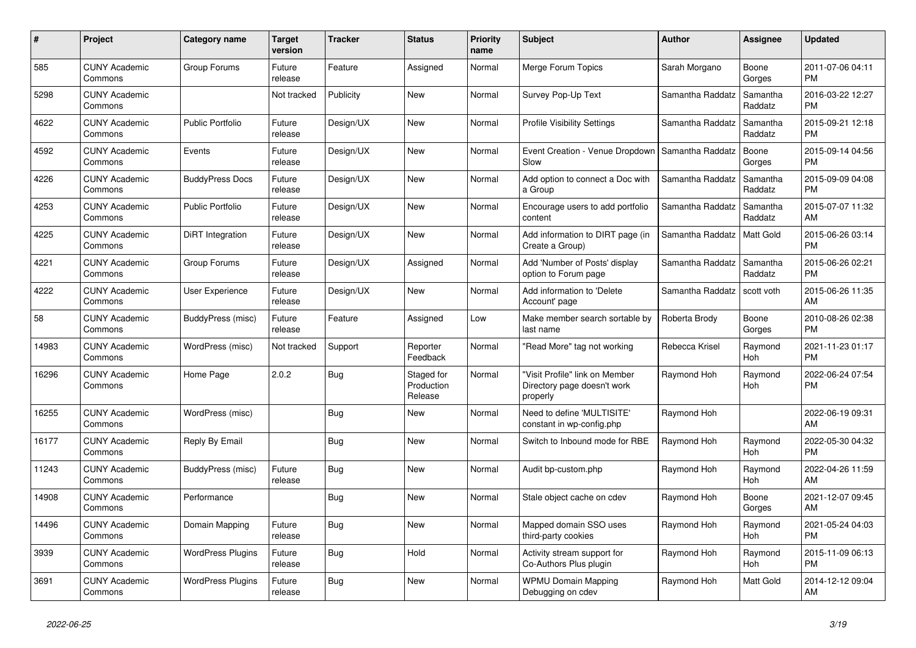| # | Project | Category name | Target version | Tracker | Status | Priority name | Subject | Author | Assignee | Updated |
|---|---|---|---|---|---|---|---|---|---|---|
| 585 | CUNY Academic Commons | Group Forums | Future release | Feature | Assigned | Normal | Merge Forum Topics | Sarah Morgano | Boone Gorges | 2011-07-06 04:11 PM |
| 5298 | CUNY Academic Commons | | Not tracked | Publicity | New | Normal | Survey Pop-Up Text | Samantha Raddatz | Samantha Raddatz | 2016-03-22 12:27 PM |
| 4622 | CUNY Academic Commons | Public Portfolio | Future release | Design/UX | New | Normal | Profile Visibility Settings | Samantha Raddatz | Samantha Raddatz | 2015-09-21 12:18 PM |
| 4592 | CUNY Academic Commons | Events | Future release | Design/UX | New | Normal | Event Creation - Venue Dropdown Slow | Samantha Raddatz | Boone Gorges | 2015-09-14 04:56 PM |
| 4226 | CUNY Academic Commons | BuddyPress Docs | Future release | Design/UX | New | Normal | Add option to connect a Doc with a Group | Samantha Raddatz | Samantha Raddatz | 2015-09-09 04:08 PM |
| 4253 | CUNY Academic Commons | Public Portfolio | Future release | Design/UX | New | Normal | Encourage users to add portfolio content | Samantha Raddatz | Samantha Raddatz | 2015-07-07 11:32 AM |
| 4225 | CUNY Academic Commons | DiRT Integration | Future release | Design/UX | New | Normal | Add information to DIRT page (in Create a Group) | Samantha Raddatz | Matt Gold | 2015-06-26 03:14 PM |
| 4221 | CUNY Academic Commons | Group Forums | Future release | Design/UX | Assigned | Normal | Add 'Number of Posts' display option to Forum page | Samantha Raddatz | Samantha Raddatz | 2015-06-26 02:21 PM |
| 4222 | CUNY Academic Commons | User Experience | Future release | Design/UX | New | Normal | Add information to 'Delete Account' page | Samantha Raddatz | scott voth | 2015-06-26 11:35 AM |
| 58 | CUNY Academic Commons | BuddyPress (misc) | Future release | Feature | Assigned | Low | Make member search sortable by last name | Roberta Brody | Boone Gorges | 2010-08-26 02:38 PM |
| 14983 | CUNY Academic Commons | WordPress (misc) | Not tracked | Support | Reporter Feedback | Normal | "Read More" tag not working | Rebecca Krisel | Raymond Hoh | 2021-11-23 01:17 PM |
| 16296 | CUNY Academic Commons | Home Page | 2.0.2 | Bug | Staged for Production Release | Normal | "Visit Profile" link on Member Directory page doesn't work properly | Raymond Hoh | Raymond Hoh | 2022-06-24 07:54 PM |
| 16255 | CUNY Academic Commons | WordPress (misc) | | Bug | New | Normal | Need to define 'MULTISITE' constant in wp-config.php | Raymond Hoh | | 2022-06-19 09:31 AM |
| 16177 | CUNY Academic Commons | Reply By Email | | Bug | New | Normal | Switch to Inbound mode for RBE | Raymond Hoh | Raymond Hoh | 2022-05-30 04:32 PM |
| 11243 | CUNY Academic Commons | BuddyPress (misc) | Future release | Bug | New | Normal | Audit bp-custom.php | Raymond Hoh | Raymond Hoh | 2022-04-26 11:59 AM |
| 14908 | CUNY Academic Commons | Performance | | Bug | New | Normal | Stale object cache on cdev | Raymond Hoh | Boone Gorges | 2021-12-07 09:45 AM |
| 14496 | CUNY Academic Commons | Domain Mapping | Future release | Bug | New | Normal | Mapped domain SSO uses third-party cookies | Raymond Hoh | Raymond Hoh | 2021-05-24 04:03 PM |
| 3939 | CUNY Academic Commons | WordPress Plugins | Future release | Bug | Hold | Normal | Activity stream support for Co-Authors Plus plugin | Raymond Hoh | Raymond Hoh | 2015-11-09 06:13 PM |
| 3691 | CUNY Academic Commons | WordPress Plugins | Future release | Bug | New | Normal | WPMU Domain Mapping Debugging on cdev | Raymond Hoh | Matt Gold | 2014-12-12 09:04 AM |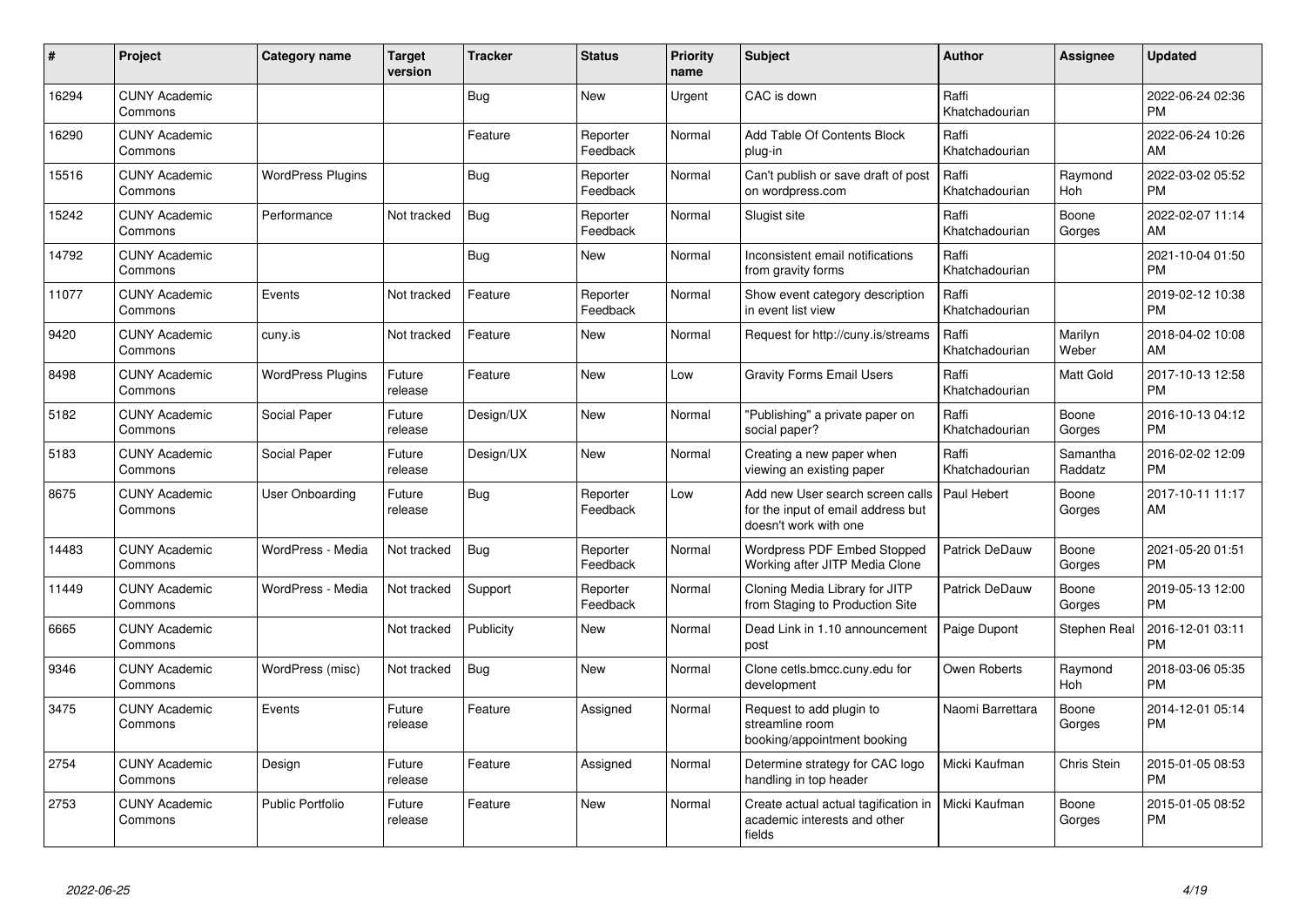| # | Project | Category name | Target version | Tracker | Status | Priority name | Subject | Author | Assignee | Updated |
|---|---|---|---|---|---|---|---|---|---|---|
| 16294 | CUNY Academic Commons | | | Bug | New | Urgent | CAC is down | Raffi Khatchadourian | | 2022-06-24 02:36 PM |
| 16290 | CUNY Academic Commons | | | Feature | Reporter Feedback | Normal | Add Table Of Contents Block plug-in | Raffi Khatchadourian | | 2022-06-24 10:26 AM |
| 15516 | CUNY Academic Commons | WordPress Plugins | | Bug | Reporter Feedback | Normal | Can't publish or save draft of post on wordpress.com | Raffi Khatchadourian | Raymond Hoh | 2022-03-02 05:52 PM |
| 15242 | CUNY Academic Commons | Performance | Not tracked | Bug | Reporter Feedback | Normal | Slugist site | Raffi Khatchadourian | Boone Gorges | 2022-02-07 11:14 AM |
| 14792 | CUNY Academic Commons | | | Bug | New | Normal | Inconsistent email notifications from gravity forms | Raffi Khatchadourian | | 2021-10-04 01:50 PM |
| 11077 | CUNY Academic Commons | Events | Not tracked | Feature | Reporter Feedback | Normal | Show event category description in event list view | Raffi Khatchadourian | | 2019-02-12 10:38 PM |
| 9420 | CUNY Academic Commons | cuny.is | Not tracked | Feature | New | Normal | Request for http://cuny.is/streams | Raffi Khatchadourian | Marilyn Weber | 2018-04-02 10:08 AM |
| 8498 | CUNY Academic Commons | WordPress Plugins | Future release | Feature | New | Low | Gravity Forms Email Users | Raffi Khatchadourian | Matt Gold | 2017-10-13 12:58 PM |
| 5182 | CUNY Academic Commons | Social Paper | Future release | Design/UX | New | Normal | "Publishing" a private paper on social paper? | Raffi Khatchadourian | Boone Gorges | 2016-10-13 04:12 PM |
| 5183 | CUNY Academic Commons | Social Paper | Future release | Design/UX | New | Normal | Creating a new paper when viewing an existing paper | Raffi Khatchadourian | Samantha Raddatz | 2016-02-02 12:09 PM |
| 8675 | CUNY Academic Commons | User Onboarding | Future release | Bug | Reporter Feedback | Low | Add new User search screen calls for the input of email address but doesn't work with one | Paul Hebert | Boone Gorges | 2017-10-11 11:17 AM |
| 14483 | CUNY Academic Commons | WordPress - Media | Not tracked | Bug | Reporter Feedback | Normal | Wordpress PDF Embed Stopped Working after JITP Media Clone | Patrick DeDauw | Boone Gorges | 2021-05-20 01:51 PM |
| 11449 | CUNY Academic Commons | WordPress - Media | Not tracked | Support | Reporter Feedback | Normal | Cloning Media Library for JITP from Staging to Production Site | Patrick DeDauw | Boone Gorges | 2019-05-13 12:00 PM |
| 6665 | CUNY Academic Commons | | Not tracked | Publicity | New | Normal | Dead Link in 1.10 announcement post | Paige Dupont | Stephen Real | 2016-12-01 03:11 PM |
| 9346 | CUNY Academic Commons | WordPress (misc) | Not tracked | Bug | New | Normal | Clone cetls.bmcc.cuny.edu for development | Owen Roberts | Raymond Hoh | 2018-03-06 05:35 PM |
| 3475 | CUNY Academic Commons | Events | Future release | Feature | Assigned | Normal | Request to add plugin to streamline room booking/appointment booking | Naomi Barrettara | Boone Gorges | 2014-12-01 05:14 PM |
| 2754 | CUNY Academic Commons | Design | Future release | Feature | Assigned | Normal | Determine strategy for CAC logo handling in top header | Micki Kaufman | Chris Stein | 2015-01-05 08:53 PM |
| 2753 | CUNY Academic Commons | Public Portfolio | Future release | Feature | New | Normal | Create actual actual tagification in academic interests and other fields | Micki Kaufman | Boone Gorges | 2015-01-05 08:52 PM |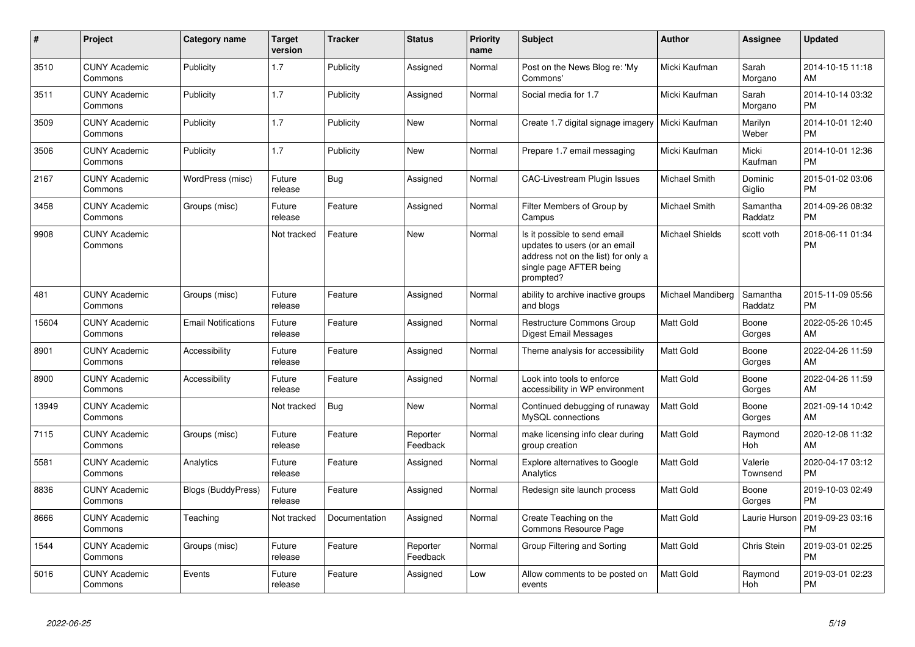| # | Project | Category name | Target version | Tracker | Status | Priority name | Subject | Author | Assignee | Updated |
|---|---|---|---|---|---|---|---|---|---|---|
| 3510 | CUNY Academic Commons | Publicity | 1.7 | Publicity | Assigned | Normal | Post on the News Blog re: 'My Commons' | Micki Kaufman | Sarah Morgano | 2014-10-15 11:18 AM |
| 3511 | CUNY Academic Commons | Publicity | 1.7 | Publicity | Assigned | Normal | Social media for 1.7 | Micki Kaufman | Sarah Morgano | 2014-10-14 03:32 PM |
| 3509 | CUNY Academic Commons | Publicity | 1.7 | Publicity | New | Normal | Create 1.7 digital signage imagery | Micki Kaufman | Marilyn Weber | 2014-10-01 12:40 PM |
| 3506 | CUNY Academic Commons | Publicity | 1.7 | Publicity | New | Normal | Prepare 1.7 email messaging | Micki Kaufman | Micki Kaufman | 2014-10-01 12:36 PM |
| 2167 | CUNY Academic Commons | WordPress (misc) | Future release | Bug | Assigned | Normal | CAC-Livestream Plugin Issues | Michael Smith | Dominic Giglio | 2015-01-02 03:06 PM |
| 3458 | CUNY Academic Commons | Groups (misc) | Future release | Feature | Assigned | Normal | Filter Members of Group by Campus | Michael Smith | Samantha Raddatz | 2014-09-26 08:32 PM |
| 9908 | CUNY Academic Commons | | Not tracked | Feature | New | Normal | Is it possible to send email updates to users (or an email address not on the list) for only a single page AFTER being prompted? | Michael Shields | scott voth | 2018-06-11 01:34 PM |
| 481 | CUNY Academic Commons | Groups (misc) | Future release | Feature | Assigned | Normal | ability to archive inactive groups and blogs | Michael Mandiberg | Samantha Raddatz | 2015-11-09 05:56 PM |
| 15604 | CUNY Academic Commons | Email Notifications | Future release | Feature | Assigned | Normal | Restructure Commons Group Digest Email Messages | Matt Gold | Boone Gorges | 2022-05-26 10:45 AM |
| 8901 | CUNY Academic Commons | Accessibility | Future release | Feature | Assigned | Normal | Theme analysis for accessibility | Matt Gold | Boone Gorges | 2022-04-26 11:59 AM |
| 8900 | CUNY Academic Commons | Accessibility | Future release | Feature | Assigned | Normal | Look into tools to enforce accessibility in WP environment | Matt Gold | Boone Gorges | 2022-04-26 11:59 AM |
| 13949 | CUNY Academic Commons | | Not tracked | Bug | New | Normal | Continued debugging of runaway MySQL connections | Matt Gold | Boone Gorges | 2021-09-14 10:42 AM |
| 7115 | CUNY Academic Commons | Groups (misc) | Future release | Feature | Reporter Feedback | Normal | make licensing info clear during group creation | Matt Gold | Raymond Hoh | 2020-12-08 11:32 AM |
| 5581 | CUNY Academic Commons | Analytics | Future release | Feature | Assigned | Normal | Explore alternatives to Google Analytics | Matt Gold | Valerie Townsend | 2020-04-17 03:12 PM |
| 8836 | CUNY Academic Commons | Blogs (BuddyPress) | Future release | Feature | Assigned | Normal | Redesign site launch process | Matt Gold | Boone Gorges | 2019-10-03 02:49 PM |
| 8666 | CUNY Academic Commons | Teaching | Not tracked | Documentation | Assigned | Normal | Create Teaching on the Commons Resource Page | Matt Gold | Laurie Hurson | 2019-09-23 03:16 PM |
| 1544 | CUNY Academic Commons | Groups (misc) | Future release | Feature | Reporter Feedback | Normal | Group Filtering and Sorting | Matt Gold | Chris Stein | 2019-03-01 02:25 PM |
| 5016 | CUNY Academic Commons | Events | Future release | Feature | Assigned | Low | Allow comments to be posted on events | Matt Gold | Raymond Hoh | 2019-03-01 02:23 PM |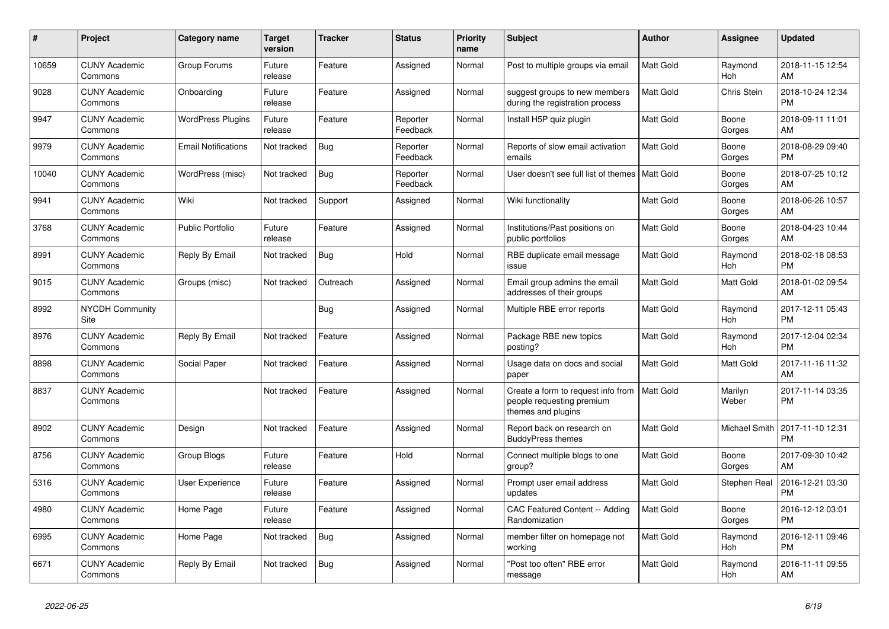| # | Project | Category name | Target version | Tracker | Status | Priority name | Subject | Author | Assignee | Updated |
|---|---|---|---|---|---|---|---|---|---|---|
| 10659 | CUNY Academic Commons | Group Forums | Future release | Feature | Assigned | Normal | Post to multiple groups via email | Matt Gold | Raymond Hoh | 2018-11-15 12:54 AM |
| 9028 | CUNY Academic Commons | Onboarding | Future release | Feature | Assigned | Normal | suggest groups to new members during the registration process | Matt Gold | Chris Stein | 2018-10-24 12:34 PM |
| 9947 | CUNY Academic Commons | WordPress Plugins | Future release | Feature | Reporter Feedback | Normal | Install H5P quiz plugin | Matt Gold | Boone Gorges | 2018-09-11 11:01 AM |
| 9979 | CUNY Academic Commons | Email Notifications | Not tracked | Bug | Reporter Feedback | Normal | Reports of slow email activation emails | Matt Gold | Boone Gorges | 2018-08-29 09:40 PM |
| 10040 | CUNY Academic Commons | WordPress (misc) | Not tracked | Bug | Reporter Feedback | Normal | User doesn't see full list of themes | Matt Gold | Boone Gorges | 2018-07-25 10:12 AM |
| 9941 | CUNY Academic Commons | Wiki | Not tracked | Support | Assigned | Normal | Wiki functionality | Matt Gold | Boone Gorges | 2018-06-26 10:57 AM |
| 3768 | CUNY Academic Commons | Public Portfolio | Future release | Feature | Assigned | Normal | Institutions/Past positions on public portfolios | Matt Gold | Boone Gorges | 2018-04-23 10:44 AM |
| 8991 | CUNY Academic Commons | Reply By Email | Not tracked | Bug | Hold | Normal | RBE duplicate email message issue | Matt Gold | Raymond Hoh | 2018-02-18 08:53 PM |
| 9015 | CUNY Academic Commons | Groups (misc) | Not tracked | Outreach | Assigned | Normal | Email group admins the email addresses of their groups | Matt Gold | Matt Gold | 2018-01-02 09:54 AM |
| 8992 | NYCDH Community Site | | | Bug | Assigned | Normal | Multiple RBE error reports | Matt Gold | Raymond Hoh | 2017-12-11 05:43 PM |
| 8976 | CUNY Academic Commons | Reply By Email | Not tracked | Feature | Assigned | Normal | Package RBE new topics posting? | Matt Gold | Raymond Hoh | 2017-12-04 02:34 PM |
| 8898 | CUNY Academic Commons | Social Paper | Not tracked | Feature | Assigned | Normal | Usage data on docs and social paper | Matt Gold | Matt Gold | 2017-11-16 11:32 AM |
| 8837 | CUNY Academic Commons | | Not tracked | Feature | Assigned | Normal | Create a form to request info from people requesting premium themes and plugins | Matt Gold | Marilyn Weber | 2017-11-14 03:35 PM |
| 8902 | CUNY Academic Commons | Design | Not tracked | Feature | Assigned | Normal | Report back on research on BuddyPress themes | Matt Gold | Michael Smith | 2017-11-10 12:31 PM |
| 8756 | CUNY Academic Commons | Group Blogs | Future release | Feature | Hold | Normal | Connect multiple blogs to one group? | Matt Gold | Boone Gorges | 2017-09-30 10:42 AM |
| 5316 | CUNY Academic Commons | User Experience | Future release | Feature | Assigned | Normal | Prompt user email address updates | Matt Gold | Stephen Real | 2016-12-21 03:30 PM |
| 4980 | CUNY Academic Commons | Home Page | Future release | Feature | Assigned | Normal | CAC Featured Content -- Adding Randomization | Matt Gold | Boone Gorges | 2016-12-12 03:01 PM |
| 6995 | CUNY Academic Commons | Home Page | Not tracked | Bug | Assigned | Normal | member filter on homepage not working | Matt Gold | Raymond Hoh | 2016-12-11 09:46 PM |
| 6671 | CUNY Academic Commons | Reply By Email | Not tracked | Bug | Assigned | Normal | "Post too often" RBE error message | Matt Gold | Raymond Hoh | 2016-11-11 09:55 AM |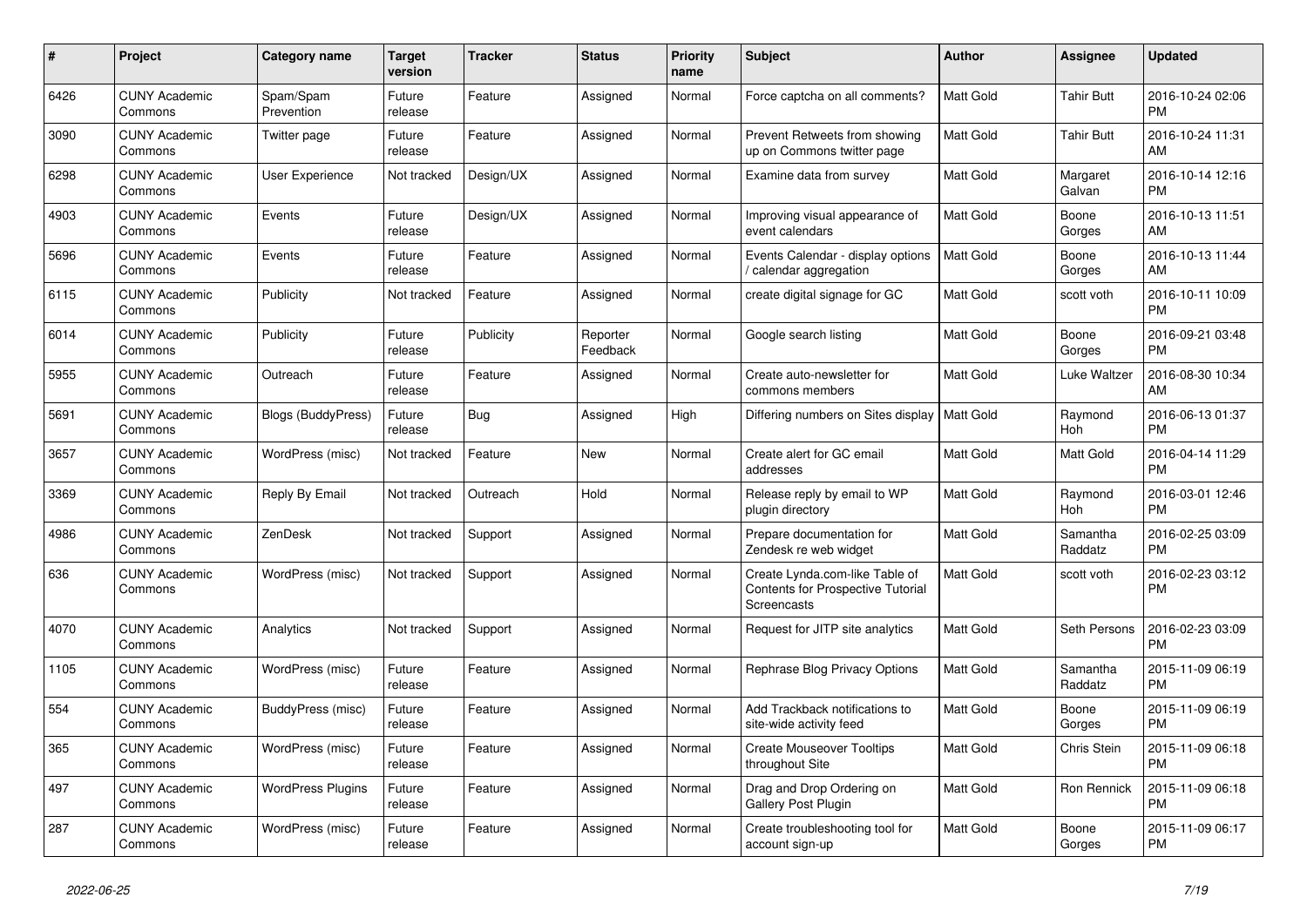| # | Project | Category name | Target version | Tracker | Status | Priority name | Subject | Author | Assignee | Updated |
|---|---|---|---|---|---|---|---|---|---|---|
| 6426 | CUNY Academic Commons | Spam/Spam Prevention | Future release | Feature | Assigned | Normal | Force captcha on all comments? | Matt Gold | Tahir Butt | 2016-10-24 02:06 PM |
| 3090 | CUNY Academic Commons | Twitter page | Future release | Feature | Assigned | Normal | Prevent Retweets from showing up on Commons twitter page | Matt Gold | Tahir Butt | 2016-10-24 11:31 AM |
| 6298 | CUNY Academic Commons | User Experience | Not tracked | Design/UX | Assigned | Normal | Examine data from survey | Matt Gold | Margaret Galvan | 2016-10-14 12:16 PM |
| 4903 | CUNY Academic Commons | Events | Future release | Design/UX | Assigned | Normal | Improving visual appearance of event calendars | Matt Gold | Boone Gorges | 2016-10-13 11:51 AM |
| 5696 | CUNY Academic Commons | Events | Future release | Feature | Assigned | Normal | Events Calendar - display options / calendar aggregation | Matt Gold | Boone Gorges | 2016-10-13 11:44 AM |
| 6115 | CUNY Academic Commons | Publicity | Not tracked | Feature | Assigned | Normal | create digital signage for GC | Matt Gold | scott voth | 2016-10-11 10:09 PM |
| 6014 | CUNY Academic Commons | Publicity | Future release | Publicity | Reporter Feedback | Normal | Google search listing | Matt Gold | Boone Gorges | 2016-09-21 03:48 PM |
| 5955 | CUNY Academic Commons | Outreach | Future release | Feature | Assigned | Normal | Create auto-newsletter for commons members | Matt Gold | Luke Waltzer | 2016-08-30 10:34 AM |
| 5691 | CUNY Academic Commons | Blogs (BuddyPress) | Future release | Bug | Assigned | High | Differing numbers on Sites display | Matt Gold | Raymond Hoh | 2016-06-13 01:37 PM |
| 3657 | CUNY Academic Commons | WordPress (misc) | Not tracked | Feature | New | Normal | Create alert for GC email addresses | Matt Gold | Matt Gold | 2016-04-14 11:29 PM |
| 3369 | CUNY Academic Commons | Reply By Email | Not tracked | Outreach | Hold | Normal | Release reply by email to WP plugin directory | Matt Gold | Raymond Hoh | 2016-03-01 12:46 PM |
| 4986 | CUNY Academic Commons | ZenDesk | Not tracked | Support | Assigned | Normal | Prepare documentation for Zendesk re web widget | Matt Gold | Samantha Raddatz | 2016-02-25 03:09 PM |
| 636 | CUNY Academic Commons | WordPress (misc) | Not tracked | Support | Assigned | Normal | Create Lynda.com-like Table of Contents for Prospective Tutorial Screencasts | Matt Gold | scott voth | 2016-02-23 03:12 PM |
| 4070 | CUNY Academic Commons | Analytics | Not tracked | Support | Assigned | Normal | Request for JITP site analytics | Matt Gold | Seth Persons | 2016-02-23 03:09 PM |
| 1105 | CUNY Academic Commons | WordPress (misc) | Future release | Feature | Assigned | Normal | Rephrase Blog Privacy Options | Matt Gold | Samantha Raddatz | 2015-11-09 06:19 PM |
| 554 | CUNY Academic Commons | BuddyPress (misc) | Future release | Feature | Assigned | Normal | Add Trackback notifications to site-wide activity feed | Matt Gold | Boone Gorges | 2015-11-09 06:19 PM |
| 365 | CUNY Academic Commons | WordPress (misc) | Future release | Feature | Assigned | Normal | Create Mouseover Tooltips throughout Site | Matt Gold | Chris Stein | 2015-11-09 06:18 PM |
| 497 | CUNY Academic Commons | WordPress Plugins | Future release | Feature | Assigned | Normal | Drag and Drop Ordering on Gallery Post Plugin | Matt Gold | Ron Rennick | 2015-11-09 06:18 PM |
| 287 | CUNY Academic Commons | WordPress (misc) | Future release | Feature | Assigned | Normal | Create troubleshooting tool for account sign-up | Matt Gold | Boone Gorges | 2015-11-09 06:17 PM |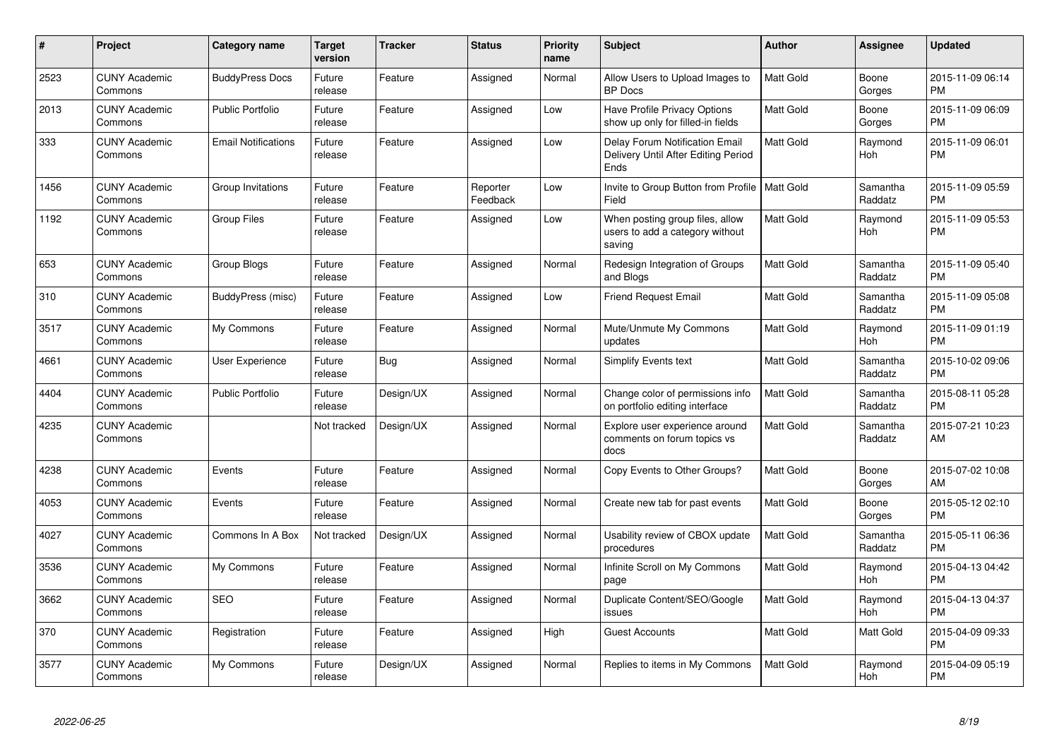| # | Project | Category name | Target version | Tracker | Status | Priority name | Subject | Author | Assignee | Updated |
|---|---|---|---|---|---|---|---|---|---|---|
| 2523 | CUNY Academic Commons | BuddyPress Docs | Future release | Feature | Assigned | Normal | Allow Users to Upload Images to BP Docs | Matt Gold | Boone Gorges | 2015-11-09 06:14 PM |
| 2013 | CUNY Academic Commons | Public Portfolio | Future release | Feature | Assigned | Low | Have Profile Privacy Options show up only for filled-in fields | Matt Gold | Boone Gorges | 2015-11-09 06:09 PM |
| 333 | CUNY Academic Commons | Email Notifications | Future release | Feature | Assigned | Low | Delay Forum Notification Email Delivery Until After Editing Period Ends | Matt Gold | Raymond Hoh | 2015-11-09 06:01 PM |
| 1456 | CUNY Academic Commons | Group Invitations | Future release | Feature | Reporter Feedback | Low | Invite to Group Button from Profile Field | Matt Gold | Samantha Raddatz | 2015-11-09 05:59 PM |
| 1192 | CUNY Academic Commons | Group Files | Future release | Feature | Assigned | Low | When posting group files, allow users to add a category without saving | Matt Gold | Raymond Hoh | 2015-11-09 05:53 PM |
| 653 | CUNY Academic Commons | Group Blogs | Future release | Feature | Assigned | Normal | Redesign Integration of Groups and Blogs | Matt Gold | Samantha Raddatz | 2015-11-09 05:40 PM |
| 310 | CUNY Academic Commons | BuddyPress (misc) | Future release | Feature | Assigned | Low | Friend Request Email | Matt Gold | Samantha Raddatz | 2015-11-09 05:08 PM |
| 3517 | CUNY Academic Commons | My Commons | Future release | Feature | Assigned | Normal | Mute/Unmute My Commons updates | Matt Gold | Raymond Hoh | 2015-11-09 01:19 PM |
| 4661 | CUNY Academic Commons | User Experience | Future release | Bug | Assigned | Normal | Simplify Events text | Matt Gold | Samantha Raddatz | 2015-10-02 09:06 PM |
| 4404 | CUNY Academic Commons | Public Portfolio | Future release | Design/UX | Assigned | Normal | Change color of permissions info on portfolio editing interface | Matt Gold | Samantha Raddatz | 2015-08-11 05:28 PM |
| 4235 | CUNY Academic Commons | | Not tracked | Design/UX | Assigned | Normal | Explore user experience around comments on forum topics vs docs | Matt Gold | Samantha Raddatz | 2015-07-21 10:23 AM |
| 4238 | CUNY Academic Commons | Events | Future release | Feature | Assigned | Normal | Copy Events to Other Groups? | Matt Gold | Boone Gorges | 2015-07-02 10:08 AM |
| 4053 | CUNY Academic Commons | Events | Future release | Feature | Assigned | Normal | Create new tab for past events | Matt Gold | Boone Gorges | 2015-05-12 02:10 PM |
| 4027 | CUNY Academic Commons | Commons In A Box | Not tracked | Design/UX | Assigned | Normal | Usability review of CBOX update procedures | Matt Gold | Samantha Raddatz | 2015-05-11 06:36 PM |
| 3536 | CUNY Academic Commons | My Commons | Future release | Feature | Assigned | Normal | Infinite Scroll on My Commons page | Matt Gold | Raymond Hoh | 2015-04-13 04:42 PM |
| 3662 | CUNY Academic Commons | SEO | Future release | Feature | Assigned | Normal | Duplicate Content/SEO/Google issues | Matt Gold | Raymond Hoh | 2015-04-13 04:37 PM |
| 370 | CUNY Academic Commons | Registration | Future release | Feature | Assigned | High | Guest Accounts | Matt Gold | Matt Gold | 2015-04-09 09:33 PM |
| 3577 | CUNY Academic Commons | My Commons | Future release | Design/UX | Assigned | Normal | Replies to items in My Commons | Matt Gold | Raymond Hoh | 2015-04-09 05:19 PM |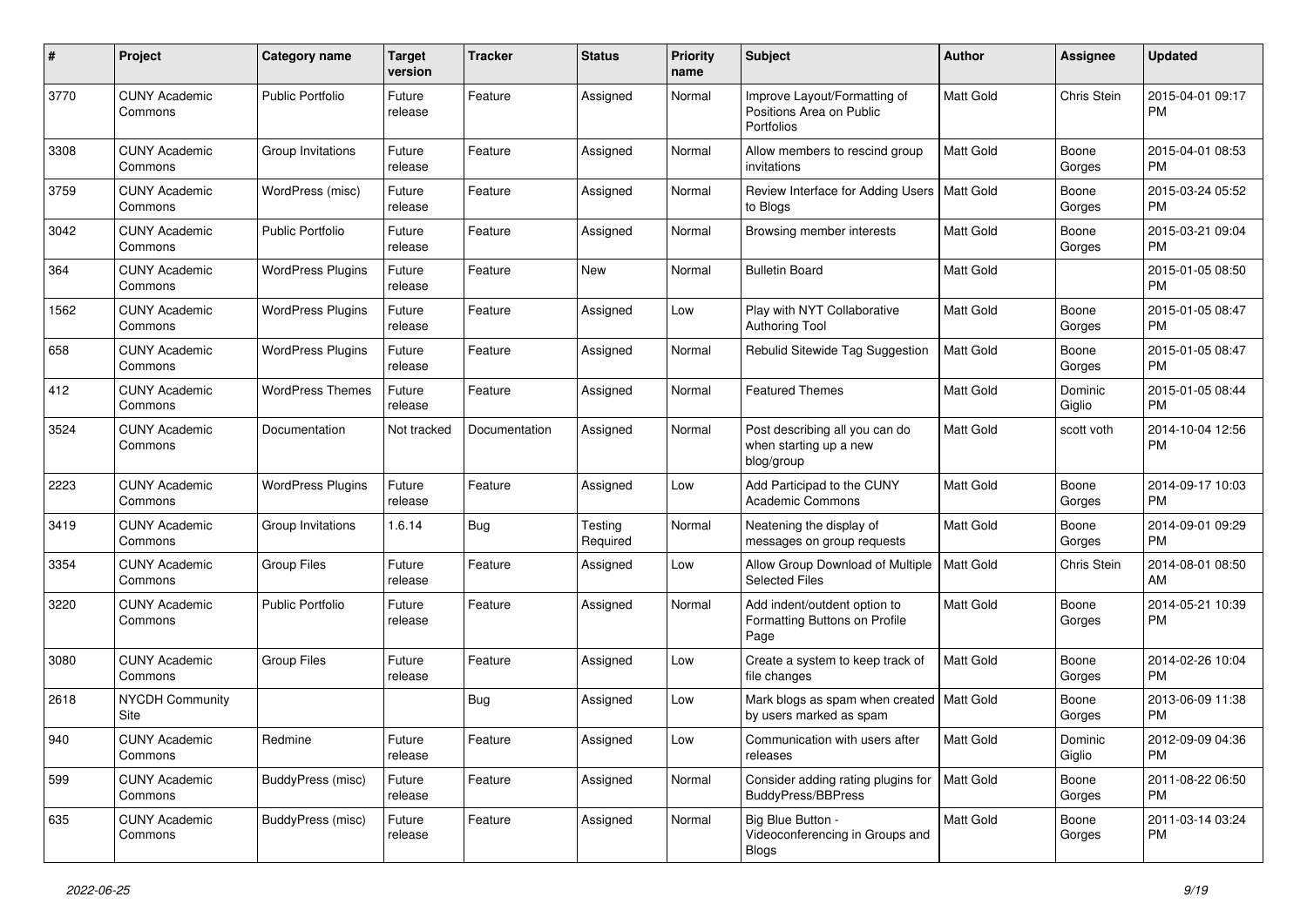| # | Project | Category name | Target version | Tracker | Status | Priority name | Subject | Author | Assignee | Updated |
|---|---|---|---|---|---|---|---|---|---|---|
| 3770 | CUNY Academic Commons | Public Portfolio | Future release | Feature | Assigned | Normal | Improve Layout/Formatting of Positions Area on Public Portfolios | Matt Gold | Chris Stein | 2015-04-01 09:17 PM |
| 3308 | CUNY Academic Commons | Group Invitations | Future release | Feature | Assigned | Normal | Allow members to rescind group invitations | Matt Gold | Boone Gorges | 2015-04-01 08:53 PM |
| 3759 | CUNY Academic Commons | WordPress (misc) | Future release | Feature | Assigned | Normal | Review Interface for Adding Users to Blogs | Matt Gold | Boone Gorges | 2015-03-24 05:52 PM |
| 3042 | CUNY Academic Commons | Public Portfolio | Future release | Feature | Assigned | Normal | Browsing member interests | Matt Gold | Boone Gorges | 2015-03-21 09:04 PM |
| 364 | CUNY Academic Commons | WordPress Plugins | Future release | Feature | New | Normal | Bulletin Board | Matt Gold | | 2015-01-05 08:50 PM |
| 1562 | CUNY Academic Commons | WordPress Plugins | Future release | Feature | Assigned | Low | Play with NYT Collaborative Authoring Tool | Matt Gold | Boone Gorges | 2015-01-05 08:47 PM |
| 658 | CUNY Academic Commons | WordPress Plugins | Future release | Feature | Assigned | Normal | Rebulid Sitewide Tag Suggestion | Matt Gold | Boone Gorges | 2015-01-05 08:47 PM |
| 412 | CUNY Academic Commons | WordPress Themes | Future release | Feature | Assigned | Normal | Featured Themes | Matt Gold | Dominic Giglio | 2015-01-05 08:44 PM |
| 3524 | CUNY Academic Commons | Documentation | Not tracked | Documentation | Assigned | Normal | Post describing all you can do when starting up a new blog/group | Matt Gold | scott voth | 2014-10-04 12:56 PM |
| 2223 | CUNY Academic Commons | WordPress Plugins | Future release | Feature | Assigned | Low | Add Participad to the CUNY Academic Commons | Matt Gold | Boone Gorges | 2014-09-17 10:03 PM |
| 3419 | CUNY Academic Commons | Group Invitations | 1.6.14 | Bug | Testing Required | Normal | Neatening the display of messages on group requests | Matt Gold | Boone Gorges | 2014-09-01 09:29 PM |
| 3354 | CUNY Academic Commons | Group Files | Future release | Feature | Assigned | Low | Allow Group Download of Multiple Selected Files | Matt Gold | Chris Stein | 2014-08-01 08:50 AM |
| 3220 | CUNY Academic Commons | Public Portfolio | Future release | Feature | Assigned | Normal | Add indent/outdent option to Formatting Buttons on Profile Page | Matt Gold | Boone Gorges | 2014-05-21 10:39 PM |
| 3080 | CUNY Academic Commons | Group Files | Future release | Feature | Assigned | Low | Create a system to keep track of file changes | Matt Gold | Boone Gorges | 2014-02-26 10:04 PM |
| 2618 | NYCDH Community Site | | | Bug | Assigned | Low | Mark blogs as spam when created by users marked as spam | Matt Gold | Boone Gorges | 2013-06-09 11:38 PM |
| 940 | CUNY Academic Commons | Redmine | Future release | Feature | Assigned | Low | Communication with users after releases | Matt Gold | Dominic Giglio | 2012-09-09 04:36 PM |
| 599 | CUNY Academic Commons | BuddyPress (misc) | Future release | Feature | Assigned | Normal | Consider adding rating plugins for BuddyPress/BBPress | Matt Gold | Boone Gorges | 2011-08-22 06:50 PM |
| 635 | CUNY Academic Commons | BuddyPress (misc) | Future release | Feature | Assigned | Normal | Big Blue Button - Videoconferencing in Groups and Blogs | Matt Gold | Boone Gorges | 2011-03-14 03:24 PM |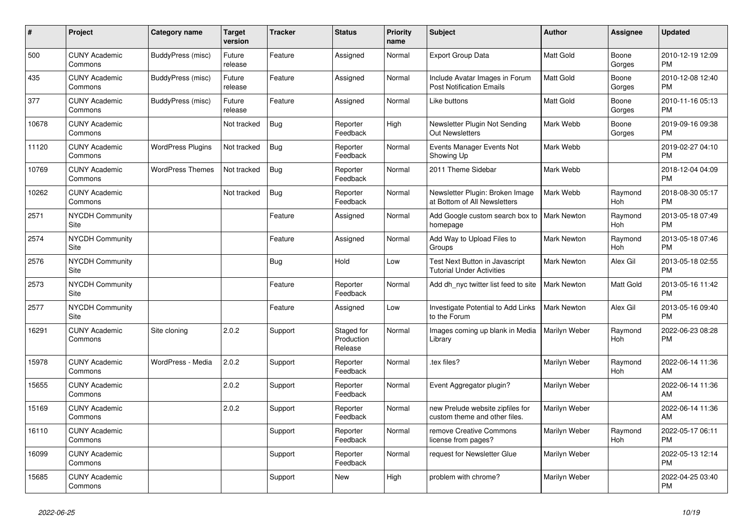| # | Project | Category name | Target version | Tracker | Status | Priority name | Subject | Author | Assignee | Updated |
|---|---|---|---|---|---|---|---|---|---|---|
| 500 | CUNY Academic Commons | BuddyPress (misc) | Future release | Feature | Assigned | Normal | Export Group Data | Matt Gold | Boone Gorges | 2010-12-19 12:09 PM |
| 435 | CUNY Academic Commons | BuddyPress (misc) | Future release | Feature | Assigned | Normal | Include Avatar Images in Forum Post Notification Emails | Matt Gold | Boone Gorges | 2010-12-08 12:40 PM |
| 377 | CUNY Academic Commons | BuddyPress (misc) | Future release | Feature | Assigned | Normal | Like buttons | Matt Gold | Boone Gorges | 2010-11-16 05:13 PM |
| 10678 | CUNY Academic Commons | | Not tracked | Bug | Reporter Feedback | High | Newsletter Plugin Not Sending Out Newsletters | Mark Webb | Boone Gorges | 2019-09-16 09:38 PM |
| 11120 | CUNY Academic Commons | WordPress Plugins | Not tracked | Bug | Reporter Feedback | Normal | Events Manager Events Not Showing Up | Mark Webb | | 2019-02-27 04:10 PM |
| 10769 | CUNY Academic Commons | WordPress Themes | Not tracked | Bug | Reporter Feedback | Normal | 2011 Theme Sidebar | Mark Webb | | 2018-12-04 04:09 PM |
| 10262 | CUNY Academic Commons | | Not tracked | Bug | Reporter Feedback | Normal | Newsletter Plugin: Broken Image at Bottom of All Newsletters | Mark Webb | Raymond Hoh | 2018-08-30 05:17 PM |
| 2571 | NYCDH Community Site | | | Feature | Assigned | Normal | Add Google custom search box to homepage | Mark Newton | Raymond Hoh | 2013-05-18 07:49 PM |
| 2574 | NYCDH Community Site | | | Feature | Assigned | Normal | Add Way to Upload Files to Groups | Mark Newton | Raymond Hoh | 2013-05-18 07:46 PM |
| 2576 | NYCDH Community Site | | | Bug | Hold | Low | Test Next Button in Javascript Tutorial Under Activities | Mark Newton | Alex Gil | 2013-05-18 02:55 PM |
| 2573 | NYCDH Community Site | | | Feature | Reporter Feedback | Normal | Add dh_nyc twitter list feed to site | Mark Newton | Matt Gold | 2013-05-16 11:42 PM |
| 2577 | NYCDH Community Site | | | Feature | Assigned | Low | Investigate Potential to Add Links to the Forum | Mark Newton | Alex Gil | 2013-05-16 09:40 PM |
| 16291 | CUNY Academic Commons | Site cloning | 2.0.2 | Support | Staged for Production Release | Normal | Images coming up blank in Media Library | Marilyn Weber | Raymond Hoh | 2022-06-23 08:28 PM |
| 15978 | CUNY Academic Commons | WordPress - Media | 2.0.2 | Support | Reporter Feedback | Normal | .tex files? | Marilyn Weber | Raymond Hoh | 2022-06-14 11:36 AM |
| 15655 | CUNY Academic Commons | | 2.0.2 | Support | Reporter Feedback | Normal | Event Aggregator plugin? | Marilyn Weber | | 2022-06-14 11:36 AM |
| 15169 | CUNY Academic Commons | | 2.0.2 | Support | Reporter Feedback | Normal | new Prelude website zipfiles for custom theme and other files. | Marilyn Weber | | 2022-06-14 11:36 AM |
| 16110 | CUNY Academic Commons | | | Support | Reporter Feedback | Normal | remove Creative Commons license from pages? | Marilyn Weber | Raymond Hoh | 2022-05-17 06:11 PM |
| 16099 | CUNY Academic Commons | | | Support | Reporter Feedback | Normal | request for Newsletter Glue | Marilyn Weber | | 2022-05-13 12:14 PM |
| 15685 | CUNY Academic Commons | | | Support | New | High | problem with chrome? | Marilyn Weber | | 2022-04-25 03:40 PM |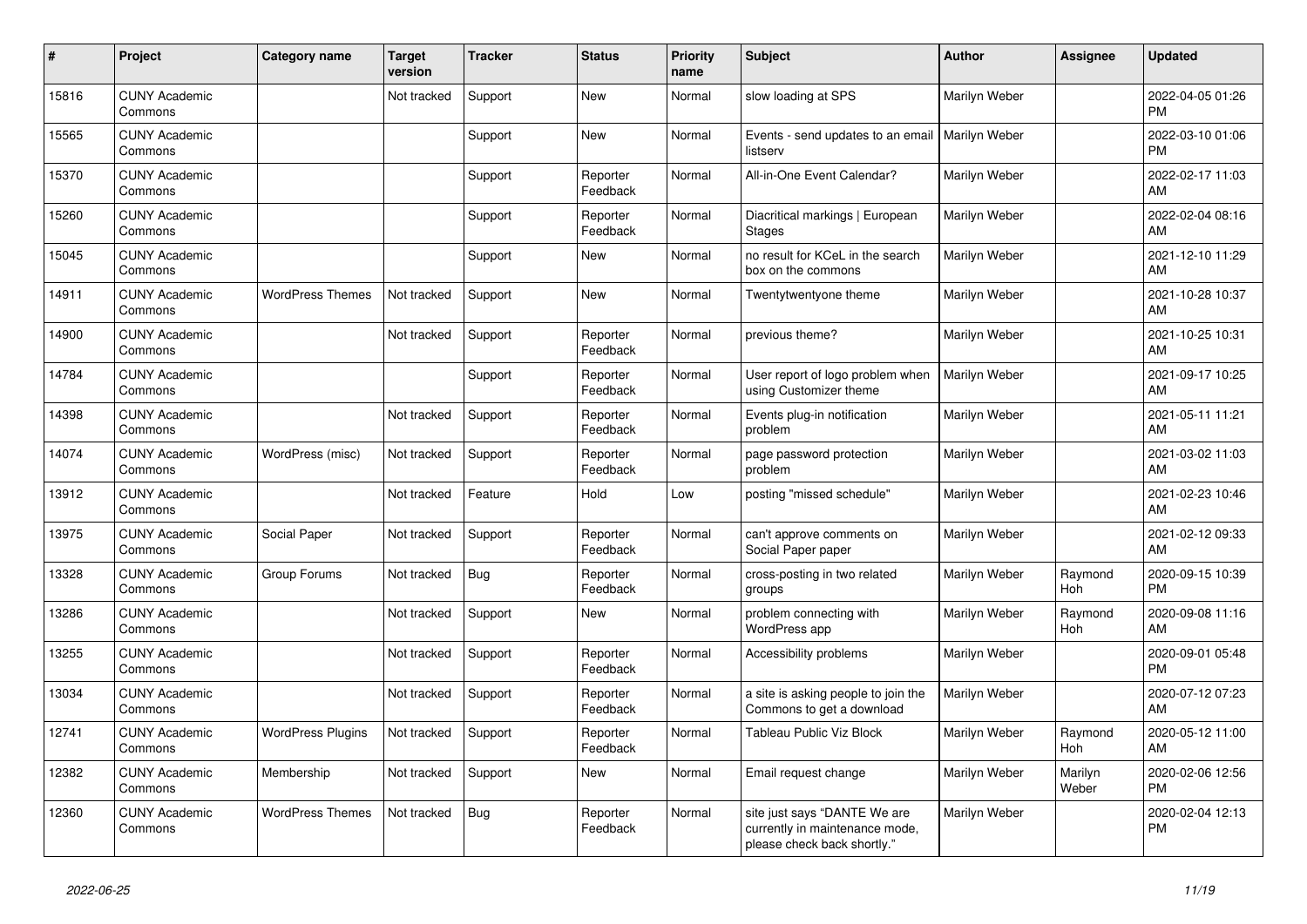| # | Project | Category name | Target version | Tracker | Status | Priority name | Subject | Author | Assignee | Updated |
|---|---|---|---|---|---|---|---|---|---|---|
| 15816 | CUNY Academic Commons | | Not tracked | Support | New | Normal | slow loading at SPS | Marilyn Weber | | 2022-04-05 01:26 PM |
| 15565 | CUNY Academic Commons | | | Support | New | Normal | Events - send updates to an email listserv | Marilyn Weber | | 2022-03-10 01:06 PM |
| 15370 | CUNY Academic Commons | | | Support | Reporter Feedback | Normal | All-in-One Event Calendar? | Marilyn Weber | | 2022-02-17 11:03 AM |
| 15260 | CUNY Academic Commons | | | Support | Reporter Feedback | Normal | Diacritical markings \| European Stages | Marilyn Weber | | 2022-02-04 08:16 AM |
| 15045 | CUNY Academic Commons | | | Support | New | Normal | no result for KCeL in the search box on the commons | Marilyn Weber | | 2021-12-10 11:29 AM |
| 14911 | CUNY Academic Commons | WordPress Themes | Not tracked | Support | New | Normal | Twentytwentyone theme | Marilyn Weber | | 2021-10-28 10:37 AM |
| 14900 | CUNY Academic Commons | | Not tracked | Support | Reporter Feedback | Normal | previous theme? | Marilyn Weber | | 2021-10-25 10:31 AM |
| 14784 | CUNY Academic Commons | | | Support | Reporter Feedback | Normal | User report of logo problem when using Customizer theme | Marilyn Weber | | 2021-09-17 10:25 AM |
| 14398 | CUNY Academic Commons | | Not tracked | Support | Reporter Feedback | Normal | Events plug-in notification problem | Marilyn Weber | | 2021-05-11 11:21 AM |
| 14074 | CUNY Academic Commons | WordPress (misc) | Not tracked | Support | Reporter Feedback | Normal | page password protection problem | Marilyn Weber | | 2021-03-02 11:03 AM |
| 13912 | CUNY Academic Commons | | Not tracked | Feature | Hold | Low | posting "missed schedule" | Marilyn Weber | | 2021-02-23 10:46 AM |
| 13975 | CUNY Academic Commons | Social Paper | Not tracked | Support | Reporter Feedback | Normal | can't approve comments on Social Paper paper | Marilyn Weber | | 2021-02-12 09:33 AM |
| 13328 | CUNY Academic Commons | Group Forums | Not tracked | Bug | Reporter Feedback | Normal | cross-posting in two related groups | Marilyn Weber | Raymond Hoh | 2020-09-15 10:39 PM |
| 13286 | CUNY Academic Commons | | Not tracked | Support | New | Normal | problem connecting with WordPress app | Marilyn Weber | Raymond Hoh | 2020-09-08 11:16 AM |
| 13255 | CUNY Academic Commons | | Not tracked | Support | Reporter Feedback | Normal | Accessibility problems | Marilyn Weber | | 2020-09-01 05:48 PM |
| 13034 | CUNY Academic Commons | | Not tracked | Support | Reporter Feedback | Normal | a site is asking people to join the Commons to get a download | Marilyn Weber | | 2020-07-12 07:23 AM |
| 12741 | CUNY Academic Commons | WordPress Plugins | Not tracked | Support | Reporter Feedback | Normal | Tableau Public Viz Block | Marilyn Weber | Raymond Hoh | 2020-05-12 11:00 AM |
| 12382 | CUNY Academic Commons | Membership | Not tracked | Support | New | Normal | Email request change | Marilyn Weber | Marilyn Weber | 2020-02-06 12:56 PM |
| 12360 | CUNY Academic Commons | WordPress Themes | Not tracked | Bug | Reporter Feedback | Normal | site just says "DANTE We are currently in maintenance mode, please check back shortly." | Marilyn Weber | | 2020-02-04 12:13 PM |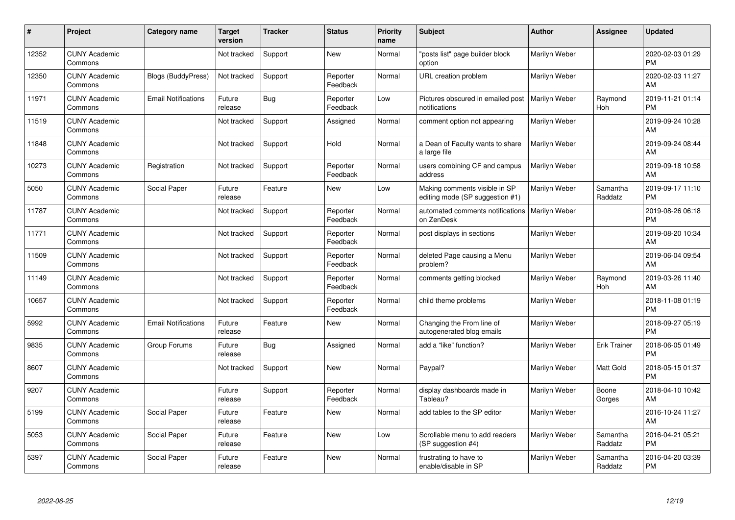| # | Project | Category name | Target version | Tracker | Status | Priority name | Subject | Author | Assignee | Updated |
|---|---|---|---|---|---|---|---|---|---|---|
| 12352 | CUNY Academic Commons | | Not tracked | Support | New | Normal | "posts list" page builder block option | Marilyn Weber | | 2020-02-03 01:29 PM |
| 12350 | CUNY Academic Commons | Blogs (BuddyPress) | Not tracked | Support | Reporter Feedback | Normal | URL creation problem | Marilyn Weber | | 2020-02-03 11:27 AM |
| 11971 | CUNY Academic Commons | Email Notifications | Future release | Bug | Reporter Feedback | Low | Pictures obscured in emailed post notifications | Marilyn Weber | Raymond Hoh | 2019-11-21 01:14 PM |
| 11519 | CUNY Academic Commons | | Not tracked | Support | Assigned | Normal | comment option not appearing | Marilyn Weber | | 2019-09-24 10:28 AM |
| 11848 | CUNY Academic Commons | | Not tracked | Support | Hold | Normal | a Dean of Faculty wants to share a large file | Marilyn Weber | | 2019-09-24 08:44 AM |
| 10273 | CUNY Academic Commons | Registration | Not tracked | Support | Reporter Feedback | Normal | users combining CF and campus address | Marilyn Weber | | 2019-09-18 10:58 AM |
| 5050 | CUNY Academic Commons | Social Paper | Future release | Feature | New | Low | Making comments visible in SP editing mode (SP suggestion #1) | Marilyn Weber | Samantha Raddatz | 2019-09-17 11:10 PM |
| 11787 | CUNY Academic Commons | | Not tracked | Support | Reporter Feedback | Normal | automated comments notifications on ZenDesk | Marilyn Weber | | 2019-08-26 06:18 PM |
| 11771 | CUNY Academic Commons | | Not tracked | Support | Reporter Feedback | Normal | post displays in sections | Marilyn Weber | | 2019-08-20 10:34 AM |
| 11509 | CUNY Academic Commons | | Not tracked | Support | Reporter Feedback | Normal | deleted Page causing a Menu problem? | Marilyn Weber | | 2019-06-04 09:54 AM |
| 11149 | CUNY Academic Commons | | Not tracked | Support | Reporter Feedback | Normal | comments getting blocked | Marilyn Weber | Raymond Hoh | 2019-03-26 11:40 AM |
| 10657 | CUNY Academic Commons | | Not tracked | Support | Reporter Feedback | Normal | child theme problems | Marilyn Weber | | 2018-11-08 01:19 PM |
| 5992 | CUNY Academic Commons | Email Notifications | Future release | Feature | New | Normal | Changing the From line of autogenerated blog emails | Marilyn Weber | | 2018-09-27 05:19 PM |
| 9835 | CUNY Academic Commons | Group Forums | Future release | Bug | Assigned | Normal | add a "like" function? | Marilyn Weber | Erik Trainer | 2018-06-05 01:49 PM |
| 8607 | CUNY Academic Commons | | Not tracked | Support | New | Normal | Paypal? | Marilyn Weber | Matt Gold | 2018-05-15 01:37 PM |
| 9207 | CUNY Academic Commons | | Future release | Support | Reporter Feedback | Normal | display dashboards made in Tableau? | Marilyn Weber | Boone Gorges | 2018-04-10 10:42 AM |
| 5199 | CUNY Academic Commons | Social Paper | Future release | Feature | New | Normal | add tables to the SP editor | Marilyn Weber | | 2016-10-24 11:27 AM |
| 5053 | CUNY Academic Commons | Social Paper | Future release | Feature | New | Low | Scrollable menu to add readers (SP suggestion #4) | Marilyn Weber | Samantha Raddatz | 2016-04-21 05:21 PM |
| 5397 | CUNY Academic Commons | Social Paper | Future release | Feature | New | Normal | frustrating to have to enable/disable in SP | Marilyn Weber | Samantha Raddatz | 2016-04-20 03:39 PM |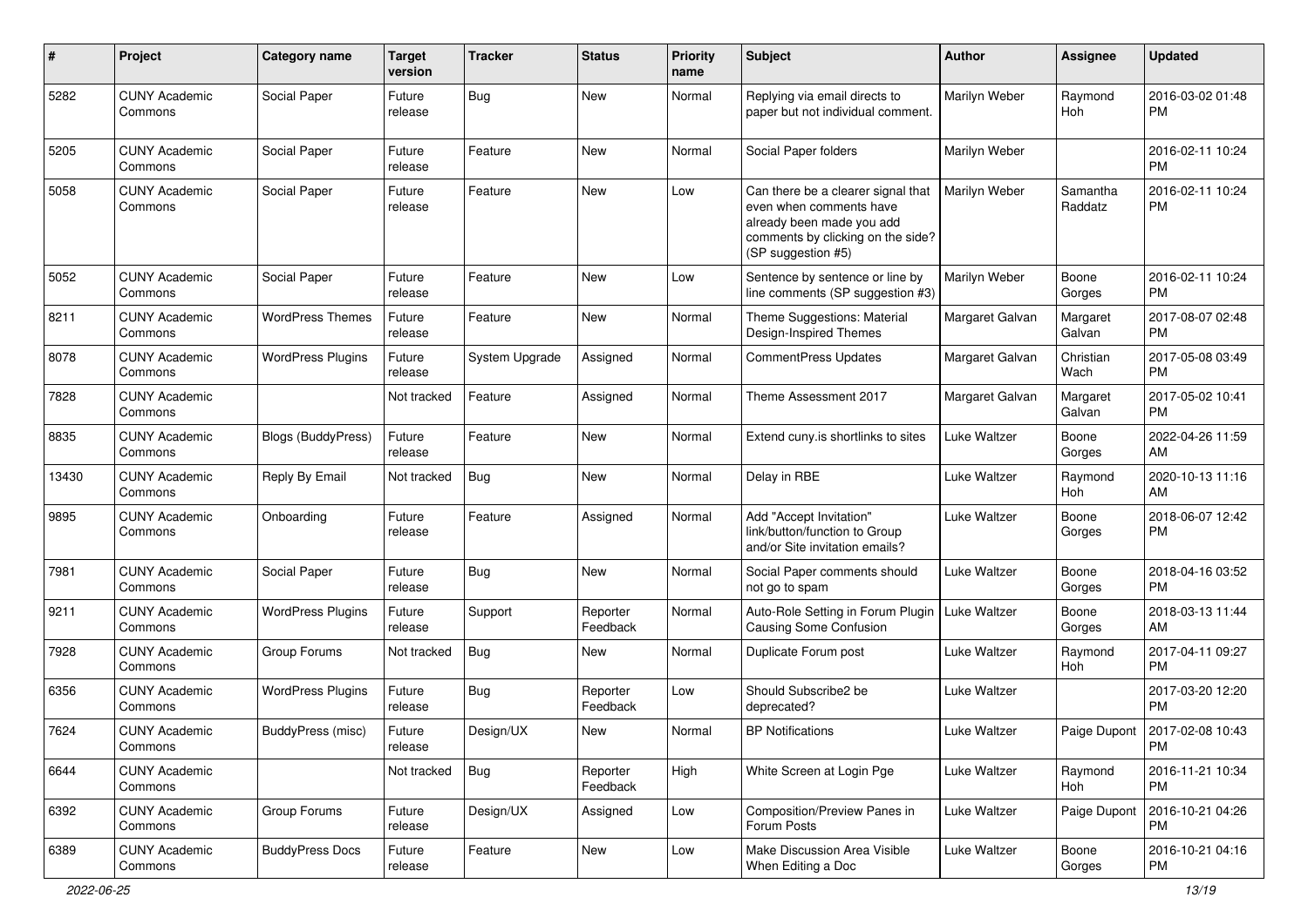| # | Project | Category name | Target version | Tracker | Status | Priority name | Subject | Author | Assignee | Updated |
|---|---|---|---|---|---|---|---|---|---|---|
| 5282 | CUNY Academic Commons | Social Paper | Future release | Bug | New | Normal | Replying via email directs to paper but not individual comment. | Marilyn Weber | Raymond Hoh | 2016-03-02 01:48 PM |
| 5205 | CUNY Academic Commons | Social Paper | Future release | Feature | New | Normal | Social Paper folders | Marilyn Weber | | 2016-02-11 10:24 PM |
| 5058 | CUNY Academic Commons | Social Paper | Future release | Feature | New | Low | Can there be a clearer signal that even when comments have already been made you add comments by clicking on the side? (SP suggestion #5) | Marilyn Weber | Samantha Raddatz | 2016-02-11 10:24 PM |
| 5052 | CUNY Academic Commons | Social Paper | Future release | Feature | New | Low | Sentence by sentence or line by line comments (SP suggestion #3) | Marilyn Weber | Boone Gorges | 2016-02-11 10:24 PM |
| 8211 | CUNY Academic Commons | WordPress Themes | Future release | Feature | New | Normal | Theme Suggestions: Material Design-Inspired Themes | Margaret Galvan | Margaret Galvan | 2017-08-07 02:48 PM |
| 8078 | CUNY Academic Commons | WordPress Plugins | Future release | System Upgrade | Assigned | Normal | CommentPress Updates | Margaret Galvan | Christian Wach | 2017-05-08 03:49 PM |
| 7828 | CUNY Academic Commons | | Not tracked | Feature | Assigned | Normal | Theme Assessment 2017 | Margaret Galvan | Margaret Galvan | 2017-05-02 10:41 PM |
| 8835 | CUNY Academic Commons | Blogs (BuddyPress) | Future release | Feature | New | Normal | Extend cuny.is shortlinks to sites | Luke Waltzer | Boone Gorges | 2022-04-26 11:59 AM |
| 13430 | CUNY Academic Commons | Reply By Email | Not tracked | Bug | New | Normal | Delay in RBE | Luke Waltzer | Raymond Hoh | 2020-10-13 11:16 AM |
| 9895 | CUNY Academic Commons | Onboarding | Future release | Feature | Assigned | Normal | Add "Accept Invitation" link/button/function to Group and/or Site invitation emails? | Luke Waltzer | Boone Gorges | 2018-06-07 12:42 PM |
| 7981 | CUNY Academic Commons | Social Paper | Future release | Bug | New | Normal | Social Paper comments should not go to spam | Luke Waltzer | Boone Gorges | 2018-04-16 03:52 PM |
| 9211 | CUNY Academic Commons | WordPress Plugins | Future release | Support | Reporter Feedback | Normal | Auto-Role Setting in Forum Plugin Causing Some Confusion | Luke Waltzer | Boone Gorges | 2018-03-13 11:44 AM |
| 7928 | CUNY Academic Commons | Group Forums | Not tracked | Bug | New | Normal | Duplicate Forum post | Luke Waltzer | Raymond Hoh | 2017-04-11 09:27 PM |
| 6356 | CUNY Academic Commons | WordPress Plugins | Future release | Bug | Reporter Feedback | Low | Should Subscribe2 be deprecated? | Luke Waltzer | | 2017-03-20 12:20 PM |
| 7624 | CUNY Academic Commons | BuddyPress (misc) | Future release | Design/UX | New | Normal | BP Notifications | Luke Waltzer | Paige Dupont | 2017-02-08 10:43 PM |
| 6644 | CUNY Academic Commons | | Not tracked | Bug | Reporter Feedback | High | White Screen at Login Pge | Luke Waltzer | Raymond Hoh | 2016-11-21 10:34 PM |
| 6392 | CUNY Academic Commons | Group Forums | Future release | Design/UX | Assigned | Low | Composition/Preview Panes in Forum Posts | Luke Waltzer | Paige Dupont | 2016-10-21 04:26 PM |
| 6389 | CUNY Academic Commons | BuddyPress Docs | Future release | Feature | New | Low | Make Discussion Area Visible When Editing a Doc | Luke Waltzer | Boone Gorges | 2016-10-21 04:16 PM |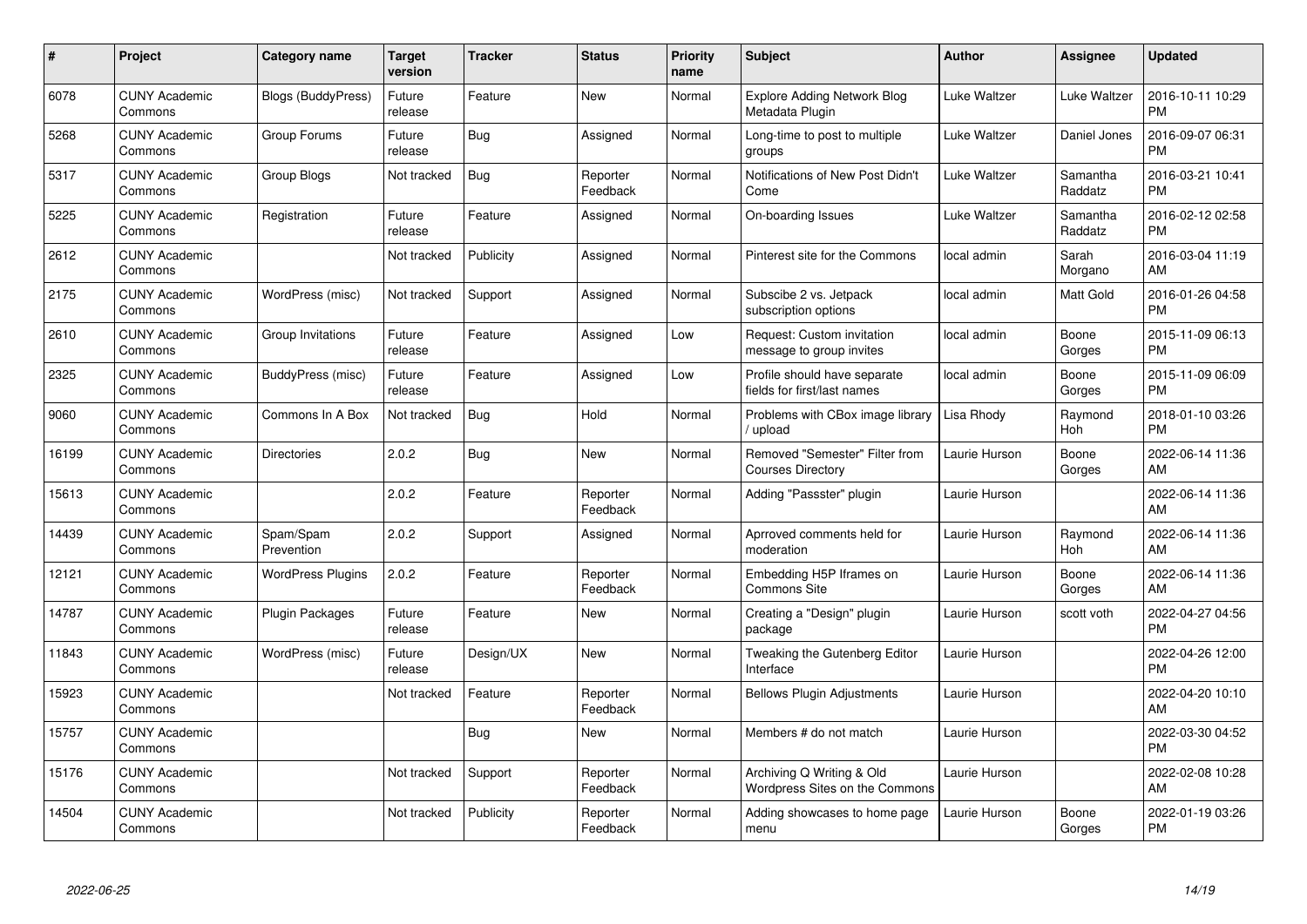| # | Project | Category name | Target version | Tracker | Status | Priority name | Subject | Author | Assignee | Updated |
|---|---|---|---|---|---|---|---|---|---|---|
| 6078 | CUNY Academic Commons | Blogs (BuddyPress) | Future release | Feature | New | Normal | Explore Adding Network Blog Metadata Plugin | Luke Waltzer | Luke Waltzer | 2016-10-11 10:29 PM |
| 5268 | CUNY Academic Commons | Group Forums | Future release | Bug | Assigned | Normal | Long-time to post to multiple groups | Luke Waltzer | Daniel Jones | 2016-09-07 06:31 PM |
| 5317 | CUNY Academic Commons | Group Blogs | Not tracked | Bug | Reporter Feedback | Normal | Notifications of New Post Didn't Come | Luke Waltzer | Samantha Raddatz | 2016-03-21 10:41 PM |
| 5225 | CUNY Academic Commons | Registration | Future release | Feature | Assigned | Normal | On-boarding Issues | Luke Waltzer | Samantha Raddatz | 2016-02-12 02:58 PM |
| 2612 | CUNY Academic Commons | | Not tracked | Publicity | Assigned | Normal | Pinterest site for the Commons | local admin | Sarah Morgano | 2016-03-04 11:19 AM |
| 2175 | CUNY Academic Commons | WordPress (misc) | Not tracked | Support | Assigned | Normal | Subscibe 2 vs. Jetpack subscription options | local admin | Matt Gold | 2016-01-26 04:58 PM |
| 2610 | CUNY Academic Commons | Group Invitations | Future release | Feature | Assigned | Low | Request: Custom invitation message to group invites | local admin | Boone Gorges | 2015-11-09 06:13 PM |
| 2325 | CUNY Academic Commons | BuddyPress (misc) | Future release | Feature | Assigned | Low | Profile should have separate fields for first/last names | local admin | Boone Gorges | 2015-11-09 06:09 PM |
| 9060 | CUNY Academic Commons | Commons In A Box | Not tracked | Bug | Hold | Normal | Problems with CBox image library / upload | Lisa Rhody | Raymond Hoh | 2018-01-10 03:26 PM |
| 16199 | CUNY Academic Commons | Directories | 2.0.2 | Bug | New | Normal | Removed "Semester" Filter from Courses Directory | Laurie Hurson | Boone Gorges | 2022-06-14 11:36 AM |
| 15613 | CUNY Academic Commons | | 2.0.2 | Feature | Reporter Feedback | Normal | Adding "Passster" plugin | Laurie Hurson | | 2022-06-14 11:36 AM |
| 14439 | CUNY Academic Commons | Spam/Spam Prevention | 2.0.2 | Support | Assigned | Normal | Aprroved comments held for moderation | Laurie Hurson | Raymond Hoh | 2022-06-14 11:36 AM |
| 12121 | CUNY Academic Commons | WordPress Plugins | 2.0.2 | Feature | Reporter Feedback | Normal | Embedding H5P Iframes on Commons Site | Laurie Hurson | Boone Gorges | 2022-06-14 11:36 AM |
| 14787 | CUNY Academic Commons | Plugin Packages | Future release | Feature | New | Normal | Creating a "Design" plugin package | Laurie Hurson | scott voth | 2022-04-27 04:56 PM |
| 11843 | CUNY Academic Commons | WordPress (misc) | Future release | Design/UX | New | Normal | Tweaking the Gutenberg Editor Interface | Laurie Hurson | | 2022-04-26 12:00 PM |
| 15923 | CUNY Academic Commons | | Not tracked | Feature | Reporter Feedback | Normal | Bellows Plugin Adjustments | Laurie Hurson | | 2022-04-20 10:10 AM |
| 15757 | CUNY Academic Commons | | | Bug | New | Normal | Members # do not match | Laurie Hurson | | 2022-03-30 04:52 PM |
| 15176 | CUNY Academic Commons | | Not tracked | Support | Reporter Feedback | Normal | Archiving Q Writing & Old Wordpress Sites on the Commons | Laurie Hurson | | 2022-02-08 10:28 AM |
| 14504 | CUNY Academic Commons | | Not tracked | Publicity | Reporter Feedback | Normal | Adding showcases to home page menu | Laurie Hurson | Boone Gorges | 2022-01-19 03:26 PM |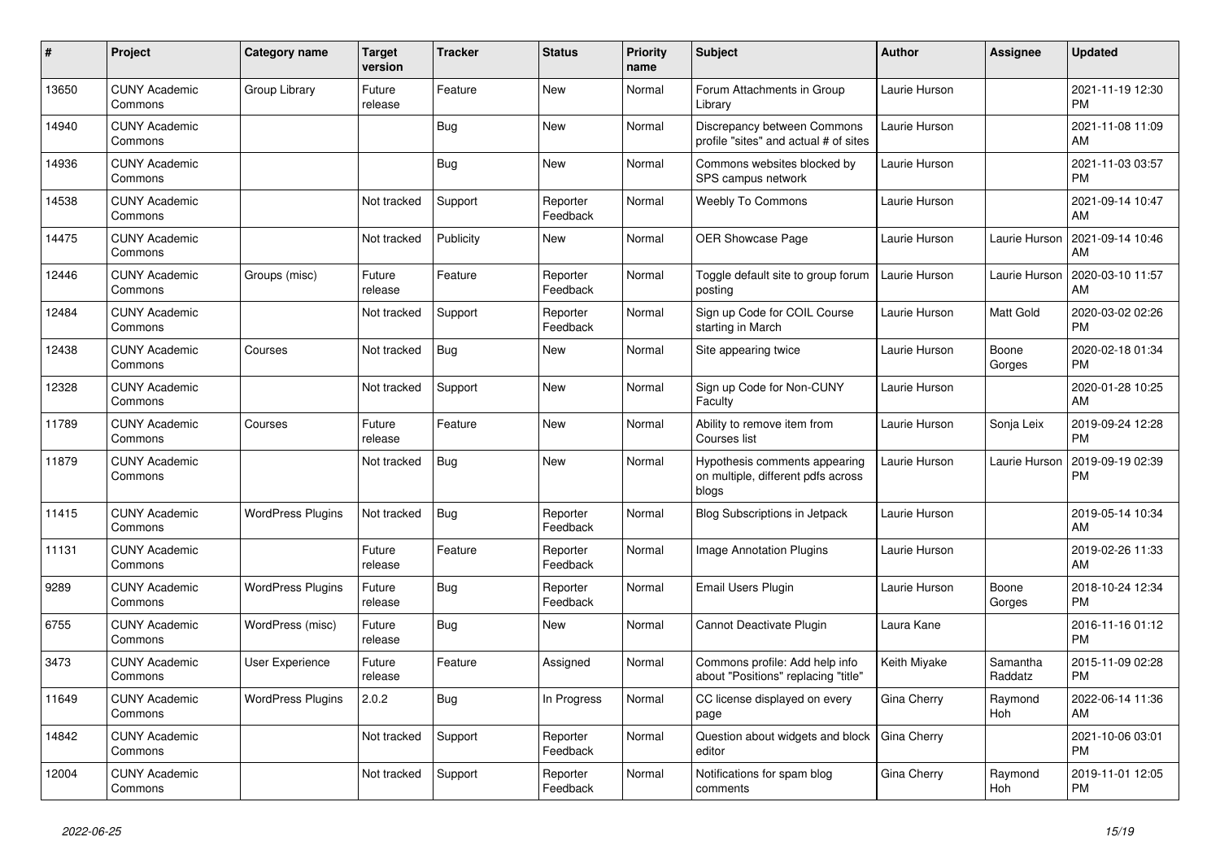| # | Project | Category name | Target version | Tracker | Status | Priority name | Subject | Author | Assignee | Updated |
|---|---|---|---|---|---|---|---|---|---|---|
| 13650 | CUNY Academic Commons | Group Library | Future release | Feature | New | Normal | Forum Attachments in Group Library | Laurie Hurson | | 2021-11-19 12:30 PM |
| 14940 | CUNY Academic Commons | | | Bug | New | Normal | Discrepancy between Commons profile "sites" and actual # of sites | Laurie Hurson | | 2021-11-08 11:09 AM |
| 14936 | CUNY Academic Commons | | | Bug | New | Normal | Commons websites blocked by SPS campus network | Laurie Hurson | | 2021-11-03 03:57 PM |
| 14538 | CUNY Academic Commons | | Not tracked | Support | Reporter Feedback | Normal | Weebly To Commons | Laurie Hurson | | 2021-09-14 10:47 AM |
| 14475 | CUNY Academic Commons | | Not tracked | Publicity | New | Normal | OER Showcase Page | Laurie Hurson | Laurie Hurson | 2021-09-14 10:46 AM |
| 12446 | CUNY Academic Commons | Groups (misc) | Future release | Feature | Reporter Feedback | Normal | Toggle default site to group forum posting | Laurie Hurson | Laurie Hurson | 2020-03-10 11:57 AM |
| 12484 | CUNY Academic Commons | | Not tracked | Support | Reporter Feedback | Normal | Sign up Code for COIL Course starting in March | Laurie Hurson | Matt Gold | 2020-03-02 02:26 PM |
| 12438 | CUNY Academic Commons | Courses | Not tracked | Bug | New | Normal | Site appearing twice | Laurie Hurson | Boone Gorges | 2020-02-18 01:34 PM |
| 12328 | CUNY Academic Commons | | Not tracked | Support | New | Normal | Sign up Code for Non-CUNY Faculty | Laurie Hurson | | 2020-01-28 10:25 AM |
| 11789 | CUNY Academic Commons | Courses | Future release | Feature | New | Normal | Ability to remove item from Courses list | Laurie Hurson | Sonja Leix | 2019-09-24 12:28 PM |
| 11879 | CUNY Academic Commons | | Not tracked | Bug | New | Normal | Hypothesis comments appearing on multiple, different pdfs across blogs | Laurie Hurson | Laurie Hurson | 2019-09-19 02:39 PM |
| 11415 | CUNY Academic Commons | WordPress Plugins | Not tracked | Bug | Reporter Feedback | Normal | Blog Subscriptions in Jetpack | Laurie Hurson | | 2019-05-14 10:34 AM |
| 11131 | CUNY Academic Commons | | Future release | Feature | Reporter Feedback | Normal | Image Annotation Plugins | Laurie Hurson | | 2019-02-26 11:33 AM |
| 9289 | CUNY Academic Commons | WordPress Plugins | Future release | Bug | Reporter Feedback | Normal | Email Users Plugin | Laurie Hurson | Boone Gorges | 2018-10-24 12:34 PM |
| 6755 | CUNY Academic Commons | WordPress (misc) | Future release | Bug | New | Normal | Cannot Deactivate Plugin | Laura Kane | | 2016-11-16 01:12 PM |
| 3473 | CUNY Academic Commons | User Experience | Future release | Feature | Assigned | Normal | Commons profile: Add help info about "Positions" replacing "title" | Keith Miyake | Samantha Raddatz | 2015-11-09 02:28 PM |
| 11649 | CUNY Academic Commons | WordPress Plugins | 2.0.2 | Bug | In Progress | Normal | CC license displayed on every page | Gina Cherry | Raymond Hoh | 2022-06-14 11:36 AM |
| 14842 | CUNY Academic Commons | | Not tracked | Support | Reporter Feedback | Normal | Question about widgets and block editor | Gina Cherry | | 2021-10-06 03:01 PM |
| 12004 | CUNY Academic Commons | | Not tracked | Support | Reporter Feedback | Normal | Notifications for spam blog comments | Gina Cherry | Raymond Hoh | 2019-11-01 12:05 PM |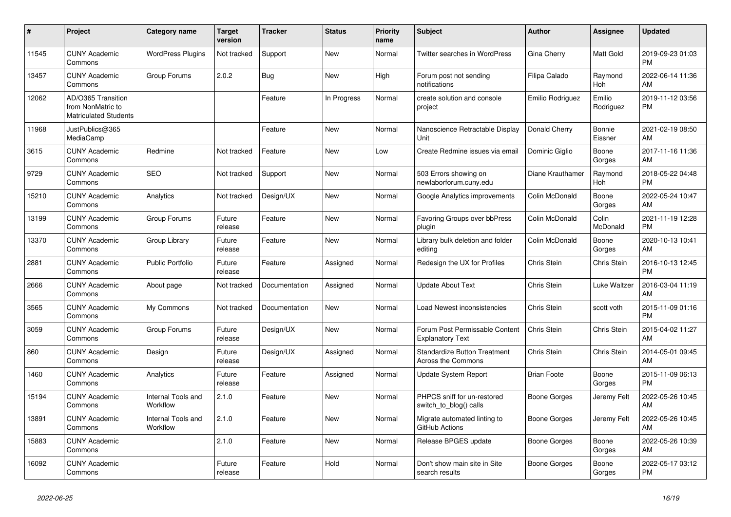| # | Project | Category name | Target version | Tracker | Status | Priority name | Subject | Author | Assignee | Updated |
|---|---|---|---|---|---|---|---|---|---|---|
| 11545 | CUNY Academic Commons | WordPress Plugins | Not tracked | Support | New | Normal | Twitter searches in WordPress | Gina Cherry | Matt Gold | 2019-09-23 01:03 PM |
| 13457 | CUNY Academic Commons | Group Forums | 2.0.2 | Bug | New | High | Forum post not sending notifications | Filipa Calado | Raymond Hoh | 2022-06-14 11:36 AM |
| 12062 | AD/O365 Transition from NonMatric to Matriculated Students | | | Feature | In Progress | Normal | create solution and console project | Emilio Rodriguez | Emilio Rodriguez | 2019-11-12 03:56 PM |
| 11968 | JustPublics@365 MediaCamp | | | Feature | New | Normal | Nanoscience Retractable Display Unit | Donald Cherry | Bonnie Eissner | 2021-02-19 08:50 AM |
| 3615 | CUNY Academic Commons | Redmine | Not tracked | Feature | New | Low | Create Redmine issues via email | Dominic Giglio | Boone Gorges | 2017-11-16 11:36 AM |
| 9729 | CUNY Academic Commons | SEO | Not tracked | Support | New | Normal | 503 Errors showing on newlaborforum.cuny.edu | Diane Krauthamer | Raymond Hoh | 2018-05-22 04:48 PM |
| 15210 | CUNY Academic Commons | Analytics | Not tracked | Design/UX | New | Normal | Google Analytics improvements | Colin McDonald | Boone Gorges | 2022-05-24 10:47 AM |
| 13199 | CUNY Academic Commons | Group Forums | Future release | Feature | New | Normal | Favoring Groups over bbPress plugin | Colin McDonald | Colin McDonald | 2021-11-19 12:28 PM |
| 13370 | CUNY Academic Commons | Group Library | Future release | Feature | New | Normal | Library bulk deletion and folder editing | Colin McDonald | Boone Gorges | 2020-10-13 10:41 AM |
| 2881 | CUNY Academic Commons | Public Portfolio | Future release | Feature | Assigned | Normal | Redesign the UX for Profiles | Chris Stein | Chris Stein | 2016-10-13 12:45 PM |
| 2666 | CUNY Academic Commons | About page | Not tracked | Documentation | Assigned | Normal | Update About Text | Chris Stein | Luke Waltzer | 2016-03-04 11:19 AM |
| 3565 | CUNY Academic Commons | My Commons | Not tracked | Documentation | New | Normal | Load Newest inconsistencies | Chris Stein | scott voth | 2015-11-09 01:16 PM |
| 3059 | CUNY Academic Commons | Group Forums | Future release | Design/UX | New | Normal | Forum Post Permissable Content Explanatory Text | Chris Stein | Chris Stein | 2015-04-02 11:27 AM |
| 860 | CUNY Academic Commons | Design | Future release | Design/UX | Assigned | Normal | Standardize Button Treatment Across the Commons | Chris Stein | Chris Stein | 2014-05-01 09:45 AM |
| 1460 | CUNY Academic Commons | Analytics | Future release | Feature | Assigned | Normal | Update System Report | Brian Foote | Boone Gorges | 2015-11-09 06:13 PM |
| 15194 | CUNY Academic Commons | Internal Tools and Workflow | 2.1.0 | Feature | New | Normal | PHPCS sniff for un-restored switch_to_blog() calls | Boone Gorges | Jeremy Felt | 2022-05-26 10:45 AM |
| 13891 | CUNY Academic Commons | Internal Tools and Workflow | 2.1.0 | Feature | New | Normal | Migrate automated linting to GitHub Actions | Boone Gorges | Jeremy Felt | 2022-05-26 10:45 AM |
| 15883 | CUNY Academic Commons | | 2.1.0 | Feature | New | Normal | Release BPGES update | Boone Gorges | Boone Gorges | 2022-05-26 10:39 AM |
| 16092 | CUNY Academic Commons | | Future release | Feature | Hold | Normal | Don't show main site in Site search results | Boone Gorges | Boone Gorges | 2022-05-17 03:12 PM |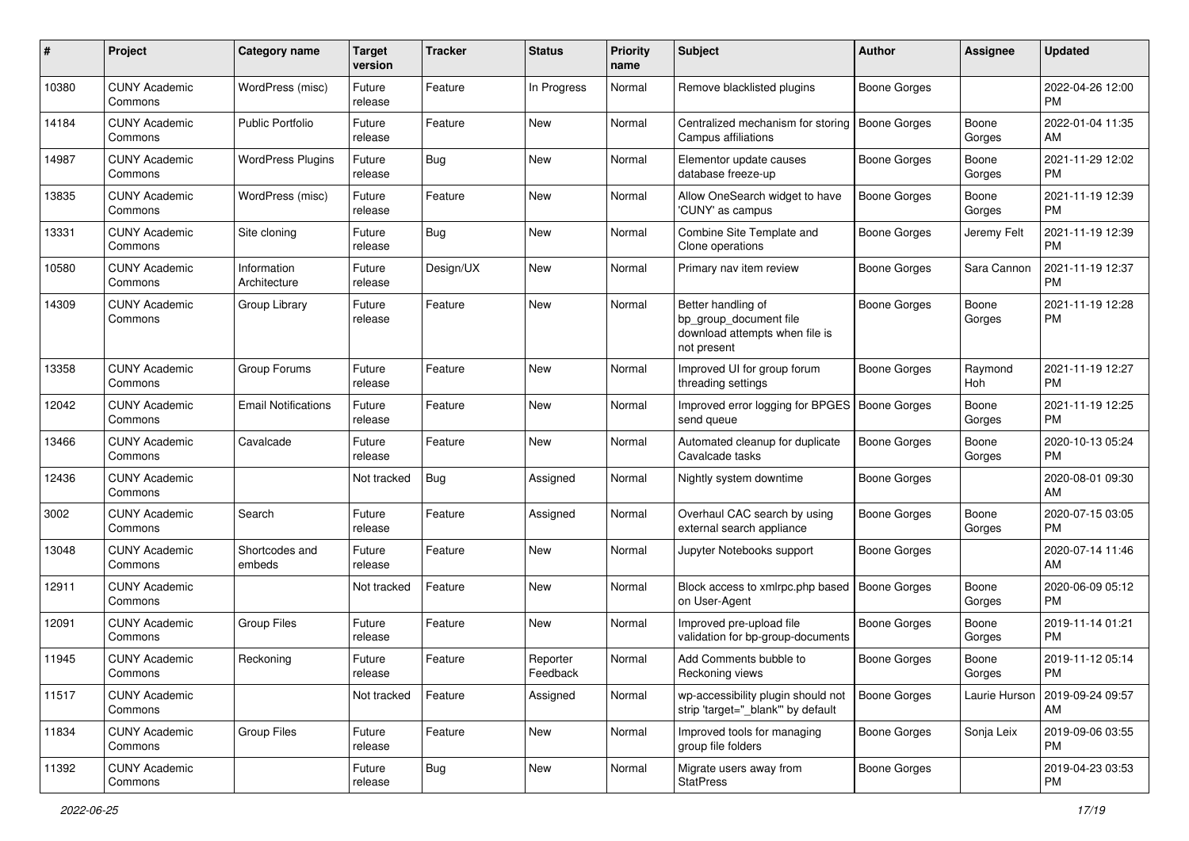| # | Project | Category name | Target version | Tracker | Status | Priority name | Subject | Author | Assignee | Updated |
|---|---|---|---|---|---|---|---|---|---|---|
| 10380 | CUNY Academic Commons | WordPress (misc) | Future release | Feature | In Progress | Normal | Remove blacklisted plugins | Boone Gorges | | 2022-04-26 12:00 PM |
| 14184 | CUNY Academic Commons | Public Portfolio | Future release | Feature | New | Normal | Centralized mechanism for storing Campus affiliations | Boone Gorges | Boone Gorges | 2022-01-04 11:35 AM |
| 14987 | CUNY Academic Commons | WordPress Plugins | Future release | Bug | New | Normal | Elementor update causes database freeze-up | Boone Gorges | Boone Gorges | 2021-11-29 12:02 PM |
| 13835 | CUNY Academic Commons | WordPress (misc) | Future release | Feature | New | Normal | Allow OneSearch widget to have 'CUNY' as campus | Boone Gorges | Boone Gorges | 2021-11-19 12:39 PM |
| 13331 | CUNY Academic Commons | Site cloning | Future release | Bug | New | Normal | Combine Site Template and Clone operations | Boone Gorges | Jeremy Felt | 2021-11-19 12:39 PM |
| 10580 | CUNY Academic Commons | Information Architecture | Future release | Design/UX | New | Normal | Primary nav item review | Boone Gorges | Sara Cannon | 2021-11-19 12:37 PM |
| 14309 | CUNY Academic Commons | Group Library | Future release | Feature | New | Normal | Better handling of bp_group_document file download attempts when file is not present | Boone Gorges | Boone Gorges | 2021-11-19 12:28 PM |
| 13358 | CUNY Academic Commons | Group Forums | Future release | Feature | New | Normal | Improved UI for group forum threading settings | Boone Gorges | Raymond Hoh | 2021-11-19 12:27 PM |
| 12042 | CUNY Academic Commons | Email Notifications | Future release | Feature | New | Normal | Improved error logging for BPGES send queue | Boone Gorges | Boone Gorges | 2021-11-19 12:25 PM |
| 13466 | CUNY Academic Commons | Cavalcade | Future release | Feature | New | Normal | Automated cleanup for duplicate Cavalcade tasks | Boone Gorges | Boone Gorges | 2020-10-13 05:24 PM |
| 12436 | CUNY Academic Commons | | Not tracked | Bug | Assigned | Normal | Nightly system downtime | Boone Gorges | | 2020-08-01 09:30 AM |
| 3002 | CUNY Academic Commons | Search | Future release | Feature | Assigned | Normal | Overhaul CAC search by using external search appliance | Boone Gorges | Boone Gorges | 2020-07-15 03:05 PM |
| 13048 | CUNY Academic Commons | Shortcodes and embeds | Future release | Feature | New | Normal | Jupyter Notebooks support | Boone Gorges | | 2020-07-14 11:46 AM |
| 12911 | CUNY Academic Commons | | Not tracked | Feature | New | Normal | Block access to xmlrpc.php based on User-Agent | Boone Gorges | Boone Gorges | 2020-06-09 05:12 PM |
| 12091 | CUNY Academic Commons | Group Files | Future release | Feature | New | Normal | Improved pre-upload file validation for bp-group-documents | Boone Gorges | Boone Gorges | 2019-11-14 01:21 PM |
| 11945 | CUNY Academic Commons | Reckoning | Future release | Feature | Reporter Feedback | Normal | Add Comments bubble to Reckoning views | Boone Gorges | Boone Gorges | 2019-11-12 05:14 PM |
| 11517 | CUNY Academic Commons | | Not tracked | Feature | Assigned | Normal | wp-accessibility plugin should not strip 'target="_blank"' by default | Boone Gorges | Laurie Hurson | 2019-09-24 09:57 AM |
| 11834 | CUNY Academic Commons | Group Files | Future release | Feature | New | Normal | Improved tools for managing group file folders | Boone Gorges | Sonja Leix | 2019-09-06 03:55 PM |
| 11392 | CUNY Academic Commons | | Future release | Bug | New | Normal | Migrate users away from StatPress | Boone Gorges | | 2019-04-23 03:53 PM |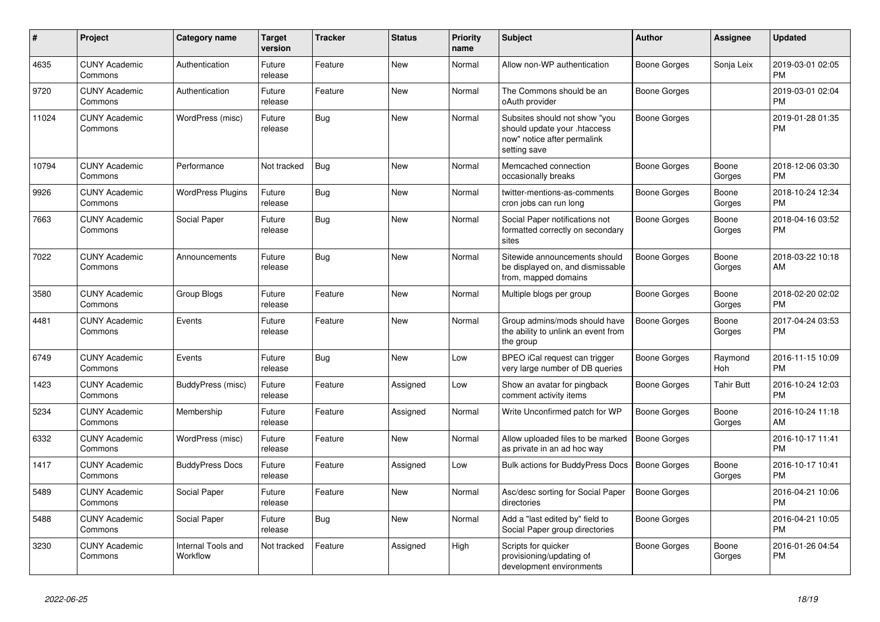| # | Project | Category name | Target version | Tracker | Status | Priority name | Subject | Author | Assignee | Updated |
|---|---|---|---|---|---|---|---|---|---|---|
| 4635 | CUNY Academic Commons | Authentication | Future release | Feature | New | Normal | Allow non-WP authentication | Boone Gorges | Sonja Leix | 2019-03-01 02:05 PM |
| 9720 | CUNY Academic Commons | Authentication | Future release | Feature | New | Normal | The Commons should be an oAuth provider | Boone Gorges | | 2019-03-01 02:04 PM |
| 11024 | CUNY Academic Commons | WordPress (misc) | Future release | Bug | New | Normal | Subsites should not show "you should update your .htaccess now" notice after permalink setting save | Boone Gorges | | 2019-01-28 01:35 PM |
| 10794 | CUNY Academic Commons | Performance | Not tracked | Bug | New | Normal | Memcached connection occasionally breaks | Boone Gorges | Boone Gorges | 2018-12-06 03:30 PM |
| 9926 | CUNY Academic Commons | WordPress Plugins | Future release | Bug | New | Normal | twitter-mentions-as-comments cron jobs can run long | Boone Gorges | Boone Gorges | 2018-10-24 12:34 PM |
| 7663 | CUNY Academic Commons | Social Paper | Future release | Bug | New | Normal | Social Paper notifications not formatted correctly on secondary sites | Boone Gorges | Boone Gorges | 2018-04-16 03:52 PM |
| 7022 | CUNY Academic Commons | Announcements | Future release | Bug | New | Normal | Sitewide announcements should be displayed on, and dismissable from, mapped domains | Boone Gorges | Boone Gorges | 2018-03-22 10:18 AM |
| 3580 | CUNY Academic Commons | Group Blogs | Future release | Feature | New | Normal | Multiple blogs per group | Boone Gorges | Boone Gorges | 2018-02-20 02:02 PM |
| 4481 | CUNY Academic Commons | Events | Future release | Feature | New | Normal | Group admins/mods should have the ability to unlink an event from the group | Boone Gorges | Boone Gorges | 2017-04-24 03:53 PM |
| 6749 | CUNY Academic Commons | Events | Future release | Bug | New | Low | BPEO iCal request can trigger very large number of DB queries | Boone Gorges | Raymond Hoh | 2016-11-15 10:09 PM |
| 1423 | CUNY Academic Commons | BuddyPress (misc) | Future release | Feature | Assigned | Low | Show an avatar for pingback comment activity items | Boone Gorges | Tahir Butt | 2016-10-24 12:03 PM |
| 5234 | CUNY Academic Commons | Membership | Future release | Feature | Assigned | Normal | Write Unconfirmed patch for WP | Boone Gorges | Boone Gorges | 2016-10-24 11:18 AM |
| 6332 | CUNY Academic Commons | WordPress (misc) | Future release | Feature | New | Normal | Allow uploaded files to be marked as private in an ad hoc way | Boone Gorges | | 2016-10-17 11:41 PM |
| 1417 | CUNY Academic Commons | BuddyPress Docs | Future release | Feature | Assigned | Low | Bulk actions for BuddyPress Docs | Boone Gorges | Boone Gorges | 2016-10-17 10:41 PM |
| 5489 | CUNY Academic Commons | Social Paper | Future release | Feature | New | Normal | Asc/desc sorting for Social Paper directories | Boone Gorges | | 2016-04-21 10:06 PM |
| 5488 | CUNY Academic Commons | Social Paper | Future release | Bug | New | Normal | Add a "last edited by" field to Social Paper group directories | Boone Gorges | | 2016-04-21 10:05 PM |
| 3230 | CUNY Academic Commons | Internal Tools and Workflow | Not tracked | Feature | Assigned | High | Scripts for quicker provisioning/updating of development environments | Boone Gorges | Boone Gorges | 2016-01-26 04:54 PM |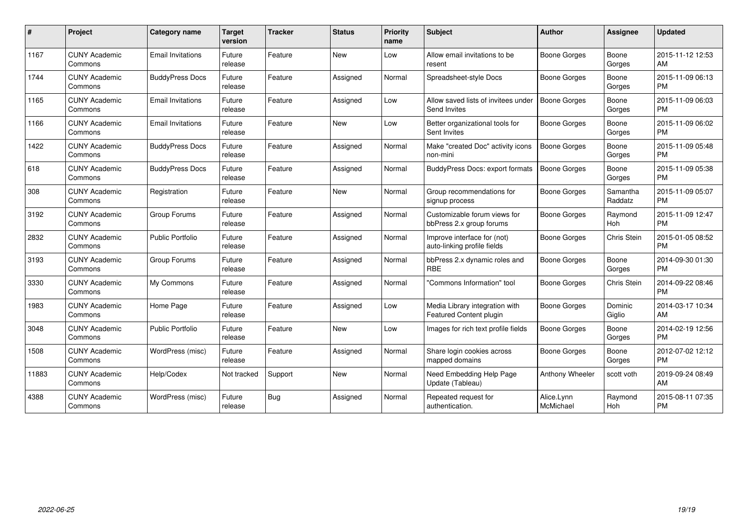| # | Project | Category name | Target version | Tracker | Status | Priority name | Subject | Author | Assignee | Updated |
|---|---|---|---|---|---|---|---|---|---|---|
| 1167 | CUNY Academic Commons | Email Invitations | Future release | Feature | New | Low | Allow email invitations to be resent | Boone Gorges | Boone Gorges | 2015-11-12 12:53 AM |
| 1744 | CUNY Academic Commons | BuddyPress Docs | Future release | Feature | Assigned | Normal | Spreadsheet-style Docs | Boone Gorges | Boone Gorges | 2015-11-09 06:13 PM |
| 1165 | CUNY Academic Commons | Email Invitations | Future release | Feature | Assigned | Low | Allow saved lists of invitees under Send Invites | Boone Gorges | Boone Gorges | 2015-11-09 06:03 PM |
| 1166 | CUNY Academic Commons | Email Invitations | Future release | Feature | New | Low | Better organizational tools for Sent Invites | Boone Gorges | Boone Gorges | 2015-11-09 06:02 PM |
| 1422 | CUNY Academic Commons | BuddyPress Docs | Future release | Feature | Assigned | Normal | Make "created Doc" activity icons non-mini | Boone Gorges | Boone Gorges | 2015-11-09 05:48 PM |
| 618 | CUNY Academic Commons | BuddyPress Docs | Future release | Feature | Assigned | Normal | BuddyPress Docs: export formats | Boone Gorges | Boone Gorges | 2015-11-09 05:38 PM |
| 308 | CUNY Academic Commons | Registration | Future release | Feature | New | Normal | Group recommendations for signup process | Boone Gorges | Samantha Raddatz | 2015-11-09 05:07 PM |
| 3192 | CUNY Academic Commons | Group Forums | Future release | Feature | Assigned | Normal | Customizable forum views for bbPress 2.x group forums | Boone Gorges | Raymond Hoh | 2015-11-09 12:47 PM |
| 2832 | CUNY Academic Commons | Public Portfolio | Future release | Feature | Assigned | Normal | Improve interface for (not) auto-linking profile fields | Boone Gorges | Chris Stein | 2015-01-05 08:52 PM |
| 3193 | CUNY Academic Commons | Group Forums | Future release | Feature | Assigned | Normal | bbPress 2.x dynamic roles and RBE | Boone Gorges | Boone Gorges | 2014-09-30 01:30 PM |
| 3330 | CUNY Academic Commons | My Commons | Future release | Feature | Assigned | Normal | "Commons Information" tool | Boone Gorges | Chris Stein | 2014-09-22 08:46 PM |
| 1983 | CUNY Academic Commons | Home Page | Future release | Feature | Assigned | Low | Media Library integration with Featured Content plugin | Boone Gorges | Dominic Giglio | 2014-03-17 10:34 AM |
| 3048 | CUNY Academic Commons | Public Portfolio | Future release | Feature | New | Low | Images for rich text profile fields | Boone Gorges | Boone Gorges | 2014-02-19 12:56 PM |
| 1508 | CUNY Academic Commons | WordPress (misc) | Future release | Feature | Assigned | Normal | Share login cookies across mapped domains | Boone Gorges | Boone Gorges | 2012-07-02 12:12 PM |
| 11883 | CUNY Academic Commons | Help/Codex | Not tracked | Support | New | Normal | Need Embedding Help Page Update (Tableau) | Anthony Wheeler | scott voth | 2019-09-24 08:49 AM |
| 4388 | CUNY Academic Commons | WordPress (misc) | Future release | Bug | Assigned | Normal | Repeated request for authentication. | Alice.Lynn McMichael | Raymond Hoh | 2015-08-11 07:35 PM |